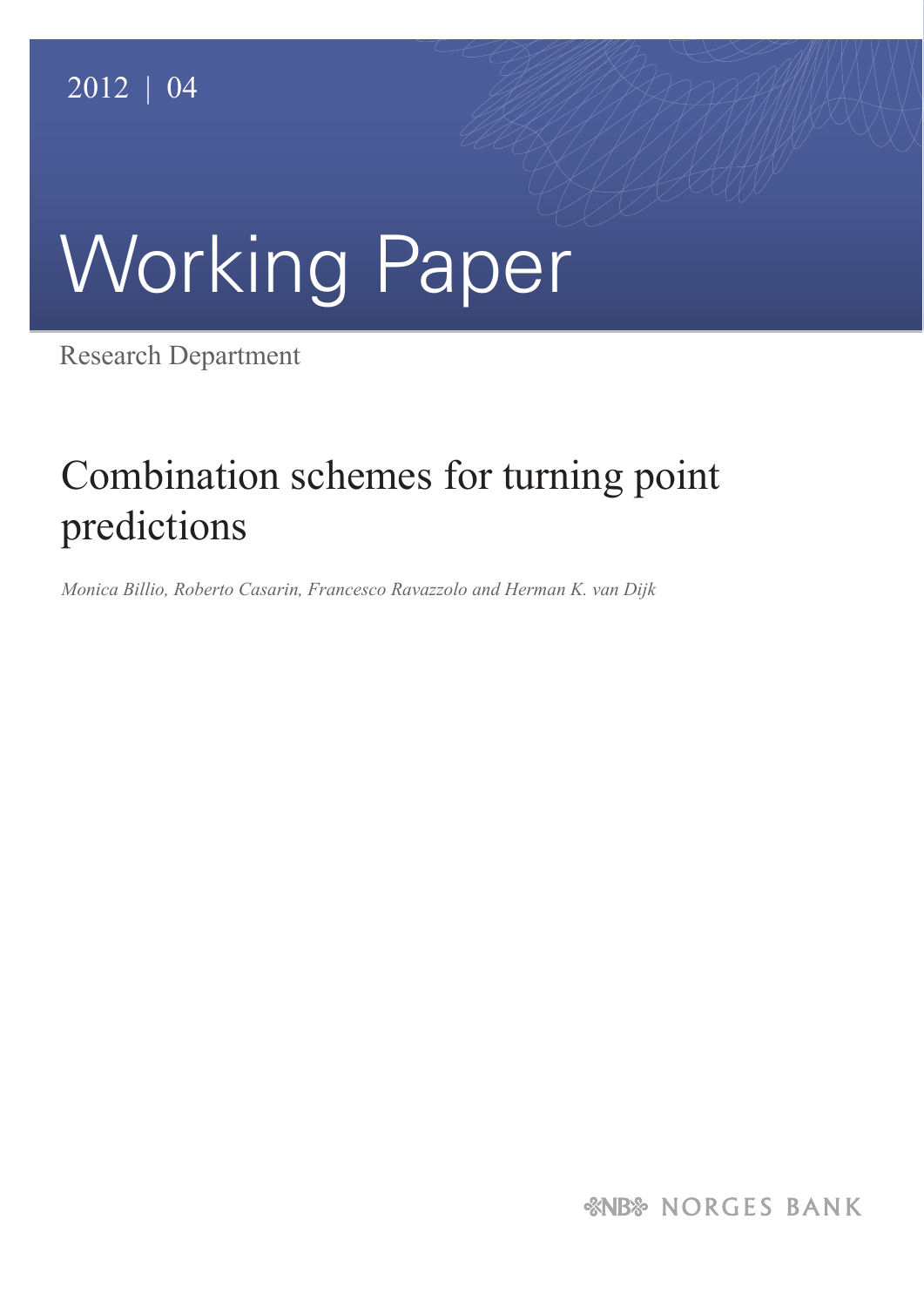2012 | 04

# Working Paper

Research Department

## Combination schemes for turning point predictions

*Monica Billio, Roberto Casarin, Francesco Ravazzolo and Herman K. van Dijk*

NORGES BANK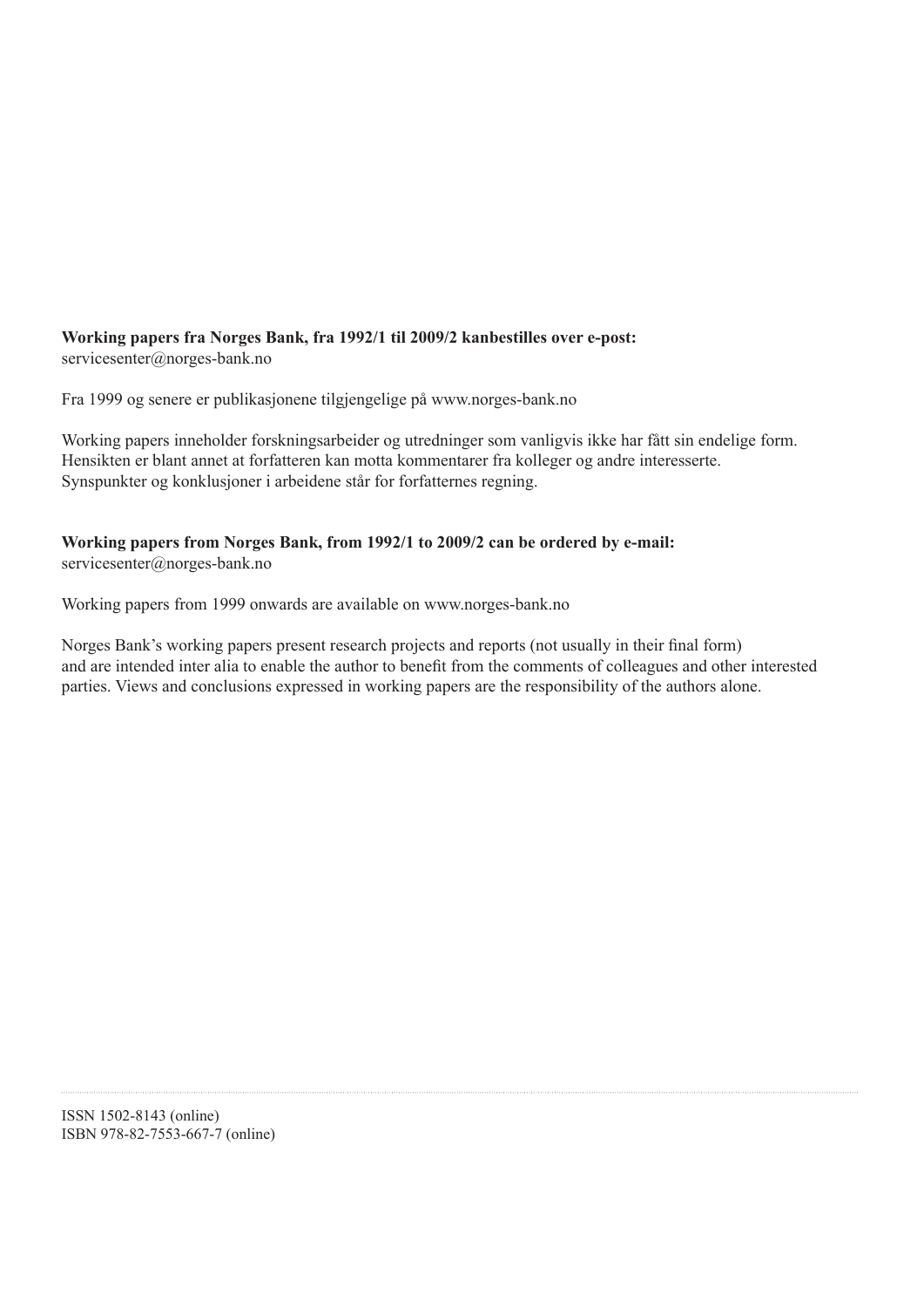**Working papers fra Norges Bank, fra 1992/1 til 2009/2 kanbestilles over e-post:**
servicesenter@norges-bank.no

Fra 1999 og senere er publikasjonene tilgjengelige på www.norges-bank.no

Working papers inneholder forskningsarbeider og utredninger som vanligvis ikke har fått sin endelige form. Hensikten er blant annet at forfatteren kan motta kommentarer fra kolleger og andre interesserte. Synspunkter og konklusjoner i arbeidene står for forfatternes regning.

**Working papers from Norges Bank, from 1992/1 to 2009/2 can be ordered by e-mail:**
servicesenter@norges-bank.no

Working papers from 1999 onwards are available on www.norges-bank.no

Norges Bank's working papers present research projects and reports (not usually in their final form) and are intended inter alia to enable the author to benefit from the comments of colleagues and other interested parties. Views and conclusions expressed in working papers are the responsibility of the authors alone.

ISSN 1502-8143 (online)
ISBN 978-82-7553-667-7 (online)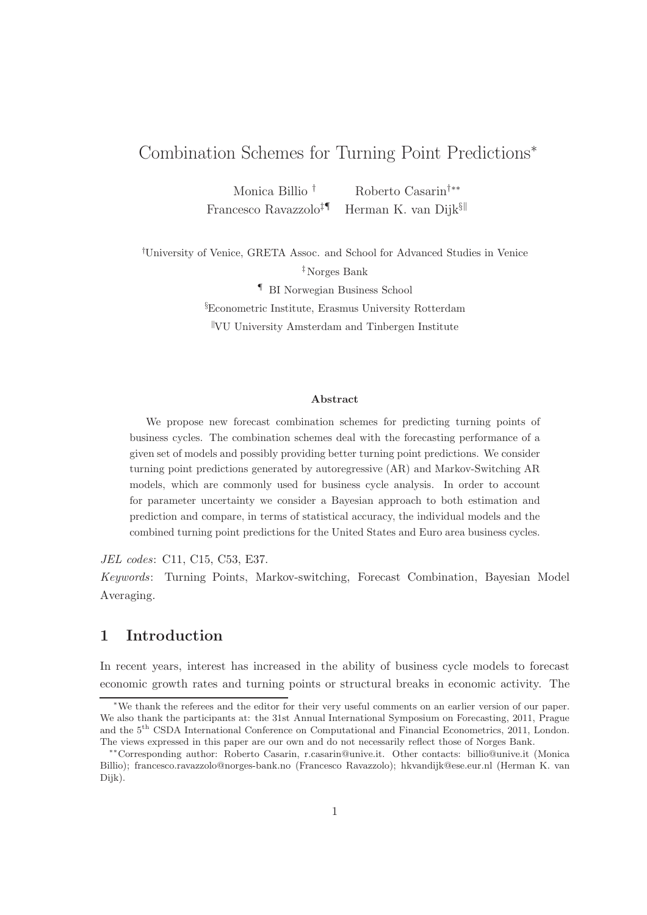# Combination Schemes for Turning Point Predictions*

Monica Billio [†] Roberto Casarin[†**]
Francesco Ravazzolo[‡¶] Herman K. van Dijk[§‖]

[†]University of Venice, GRETA Assoc. and School for Advanced Studies in Venice

[‡]Norges Bank

[¶] BI Norwegian Business School

[§]Econometric Institute, Erasmus University Rotterdam

[‖]VU University Amsterdam and Tinbergen Institute

**Abstract**

We propose new forecast combination schemes for predicting turning points of business cycles. The combination schemes deal with the forecasting performance of a given set of models and possibly providing better turning point predictions. We consider turning point predictions generated by autoregressive (AR) and Markov-Switching AR models, which are commonly used for business cycle analysis. In order to account for parameter uncertainty we consider a Bayesian approach to both estimation and prediction and compare, in terms of statistical accuracy, the individual models and the combined turning point predictions for the United States and Euro area business cycles.

*JEL codes*: C11, C15, C53, E37.

*Keywords*: Turning Points, Markov-switching, Forecast Combination, Bayesian Model Averaging.

## 1 Introduction

In recent years, interest has increased in the ability of business cycle models to forecast economic growth rates and turning points or structural breaks in economic activity. The

*We thank the referees and the editor for their very useful comments on an earlier version of our paper. We also thank the participants at: the 31st Annual International Symposium on Forecasting, 2011, Prague and the 5[th] CSDA International Conference on Computational and Financial Econometrics, 2011, London. The views expressed in this paper are our own and do not necessarily reflect those of Norges Bank.

**Corresponding author: Roberto Casarin, r.casarin@unive.it. Other contacts: billio@unive.it (Monica Billio); francesco.ravazzolo@norges-bank.no (Francesco Ravazzolo); hkvandijk@ese.eur.nl (Herman K. van Dijk).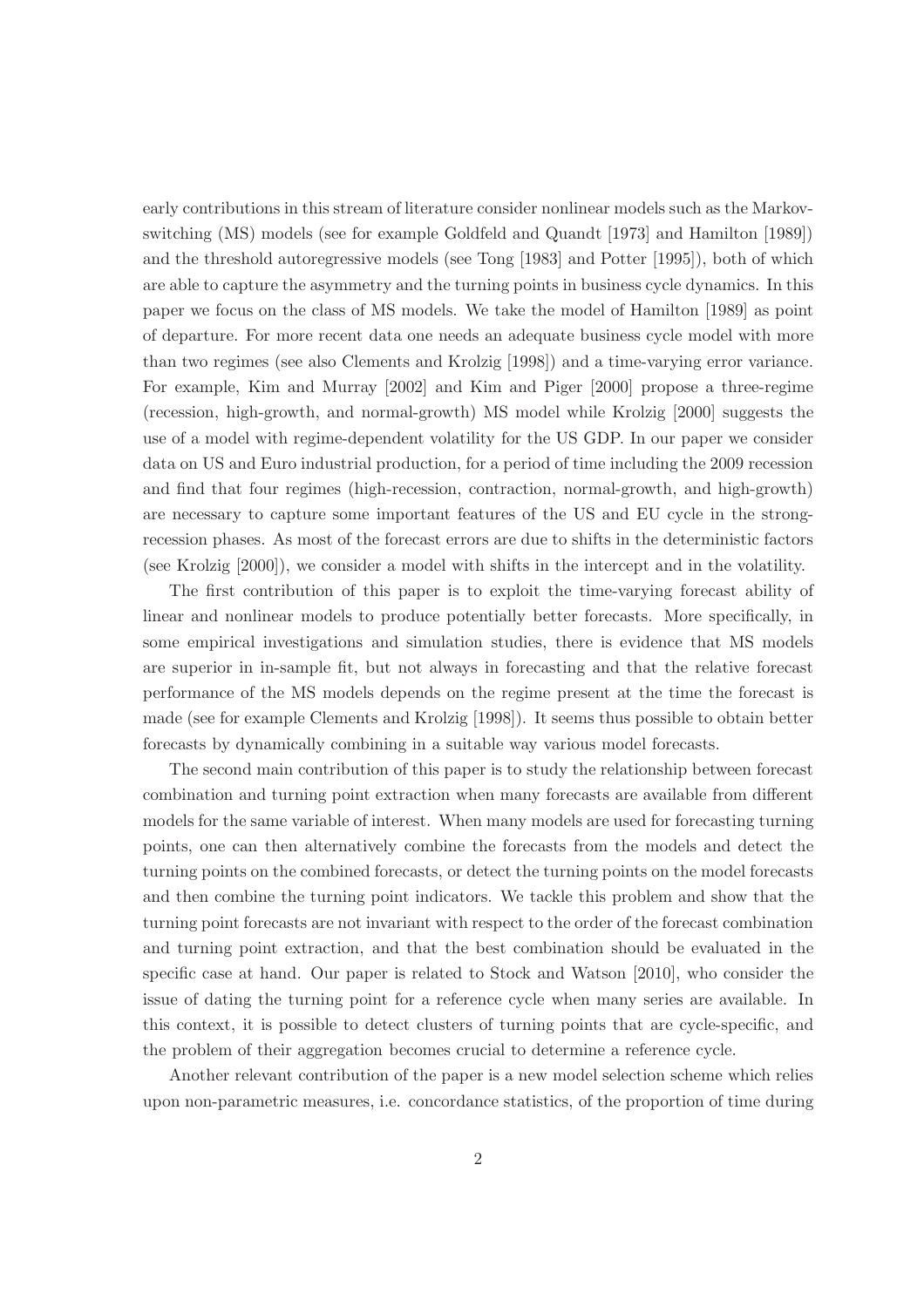early contributions in this stream of literature consider nonlinear models such as the Markov-switching (MS) models (see for example Goldfeld and Quandt [1973] and Hamilton [1989]) and the threshold autoregressive models (see Tong [1983] and Potter [1995]), both of which are able to capture the asymmetry and the turning points in business cycle dynamics. In this paper we focus on the class of MS models. We take the model of Hamilton [1989] as point of departure. For more recent data one needs an adequate business cycle model with more than two regimes (see also Clements and Krolzig [1998]) and a time-varying error variance. For example, Kim and Murray [2002] and Kim and Piger [2000] propose a three-regime (recession, high-growth, and normal-growth) MS model while Krolzig [2000] suggests the use of a model with regime-dependent volatility for the US GDP. In our paper we consider data on US and Euro industrial production, for a period of time including the 2009 recession and find that four regimes (high-recession, contraction, normal-growth, and high-growth) are necessary to capture some important features of the US and EU cycle in the strong-recession phases. As most of the forecast errors are due to shifts in the deterministic factors (see Krolzig [2000]), we consider a model with shifts in the intercept and in the volatility.

The first contribution of this paper is to exploit the time-varying forecast ability of linear and nonlinear models to produce potentially better forecasts. More specifically, in some empirical investigations and simulation studies, there is evidence that MS models are superior in in-sample fit, but not always in forecasting and that the relative forecast performance of the MS models depends on the regime present at the time the forecast is made (see for example Clements and Krolzig [1998]). It seems thus possible to obtain better forecasts by dynamically combining in a suitable way various model forecasts.

The second main contribution of this paper is to study the relationship between forecast combination and turning point extraction when many forecasts are available from different models for the same variable of interest. When many models are used for forecasting turning points, one can then alternatively combine the forecasts from the models and detect the turning points on the combined forecasts, or detect the turning points on the model forecasts and then combine the turning point indicators. We tackle this problem and show that the turning point forecasts are not invariant with respect to the order of the forecast combination and turning point extraction, and that the best combination should be evaluated in the specific case at hand. Our paper is related to Stock and Watson [2010], who consider the issue of dating the turning point for a reference cycle when many series are available. In this context, it is possible to detect clusters of turning points that are cycle-specific, and the problem of their aggregation becomes crucial to determine a reference cycle.

Another relevant contribution of the paper is a new model selection scheme which relies upon non-parametric measures, i.e. concordance statistics, of the proportion of time during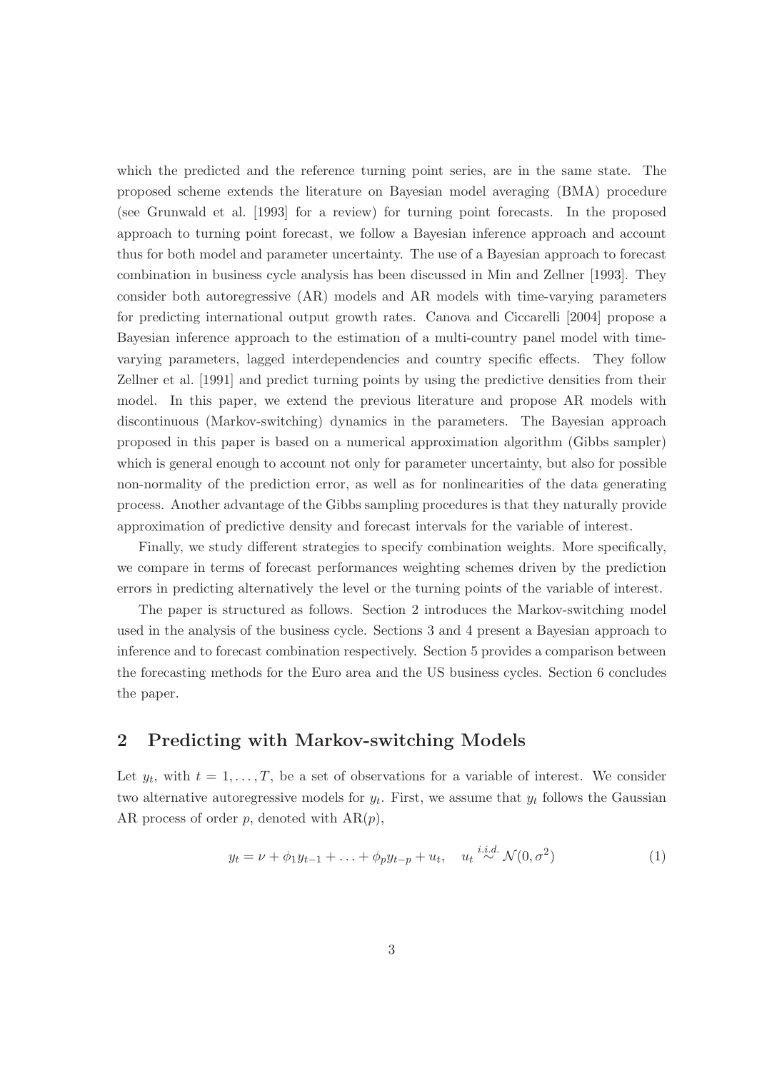which the predicted and the reference turning point series, are in the same state. The proposed scheme extends the literature on Bayesian model averaging (BMA) procedure (see Grunwald et al. [1993] for a review) for turning point forecasts. In the proposed approach to turning point forecast, we follow a Bayesian inference approach and account thus for both model and parameter uncertainty. The use of a Bayesian approach to forecast combination in business cycle analysis has been discussed in Min and Zellner [1993]. They consider both autoregressive (AR) models and AR models with time-varying parameters for predicting international output growth rates. Canova and Ciccarelli [2004] propose a Bayesian inference approach to the estimation of a multi-country panel model with time-varying parameters, lagged interdependencies and country specific effects. They follow Zellner et al. [1991] and predict turning points by using the predictive densities from their model. In this paper, we extend the previous literature and propose AR models with discontinuous (Markov-switching) dynamics in the parameters. The Bayesian approach proposed in this paper is based on a numerical approximation algorithm (Gibbs sampler) which is general enough to account not only for parameter uncertainty, but also for possible non-normality of the prediction error, as well as for nonlinearities of the data generating process. Another advantage of the Gibbs sampling procedures is that they naturally provide approximation of predictive density and forecast intervals for the variable of interest.

Finally, we study different strategies to specify combination weights. More specifically, we compare in terms of forecast performances weighting schemes driven by the prediction errors in predicting alternatively the level or the turning points of the variable of interest.

The paper is structured as follows. Section 2 introduces the Markov-switching model used in the analysis of the business cycle. Sections 3 and 4 present a Bayesian approach to inference and to forecast combination respectively. Section 5 provides a comparison between the forecasting methods for the Euro area and the US business cycles. Section 6 concludes the paper.

## 2 Predicting with Markov-switching Models

Let $y_t$, with $t = 1, \ldots, T$, be a set of observations for a variable of interest. We consider two alternative autoregressive models for $y_t$. First, we assume that $y_t$ follows the Gaussian AR process of order $p$, denoted with AR$(p)$,

$$y_t = \nu + \phi_1 y_{t-1} + \ldots + \phi_p y_{t-p} + u_t, \quad u_t \overset{i.i.d.}{\sim} \mathcal{N}(0, \sigma^2) \tag{1}$$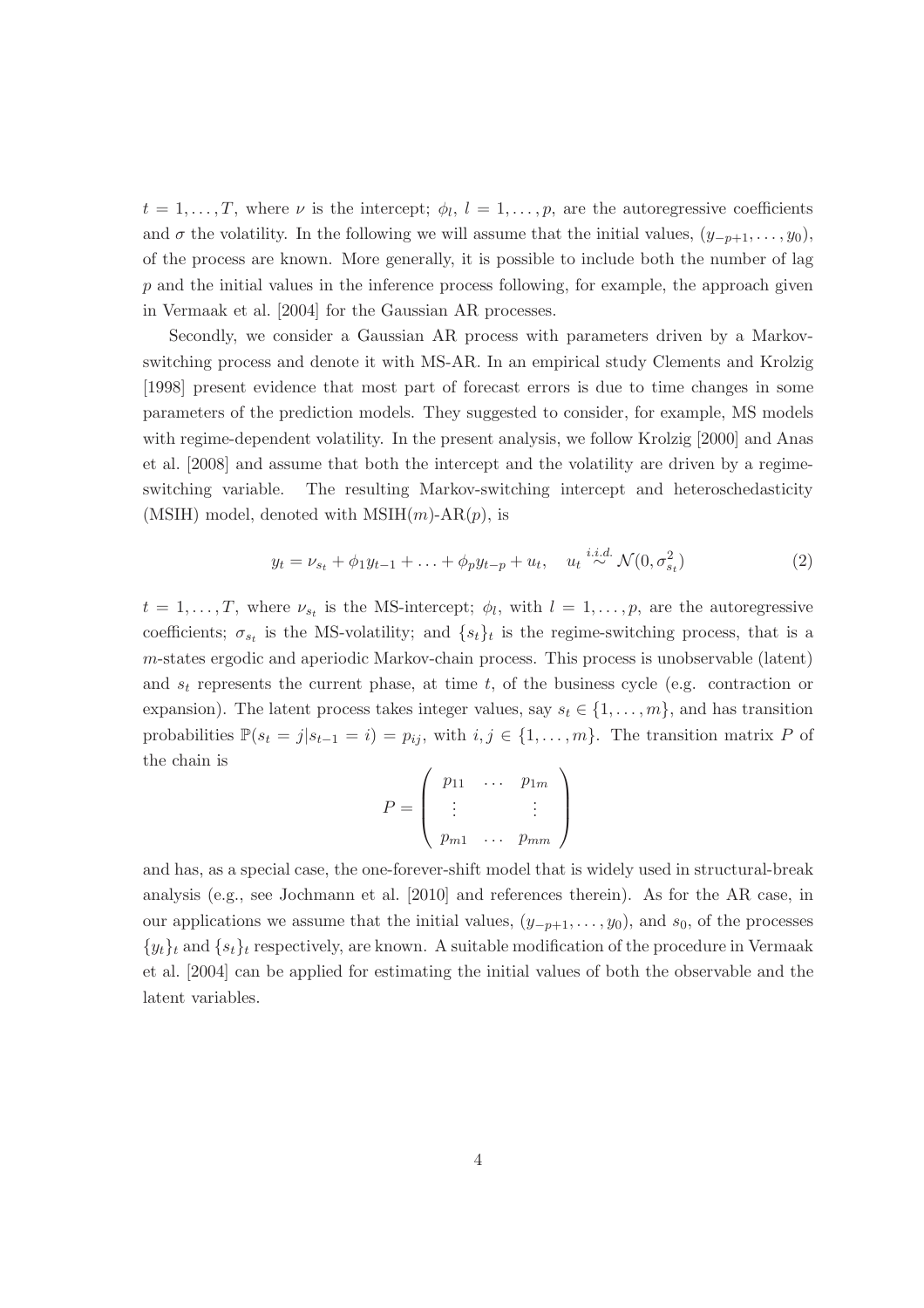$t = 1, \ldots, T$, where $\nu$ is the intercept; $\phi_l$, $l = 1, \ldots, p$, are the autoregressive coefficients and $\sigma$ the volatility. In the following we will assume that the initial values, $(y_{-p+1}, \ldots, y_0)$, of the process are known. More generally, it is possible to include both the number of lag $p$ and the initial values in the inference process following, for example, the approach given in Vermaak et al. [2004] for the Gaussian AR processes.

Secondly, we consider a Gaussian AR process with parameters driven by a Markov-switching process and denote it with MS-AR. In an empirical study Clements and Krolzig [1998] present evidence that most part of forecast errors is due to time changes in some parameters of the prediction models. They suggested to consider, for example, MS models with regime-dependent volatility. In the present analysis, we follow Krolzig [2000] and Anas et al. [2008] and assume that both the intercept and the volatility are driven by a regime-switching variable. The resulting Markov-switching intercept and heteroschedasticity (MSIH) model, denoted with MSIH($m$)-AR($p$), is

$$y_t = \nu_{s_t} + \phi_1 y_{t-1} + \ldots + \phi_p y_{t-p} + u_t, \quad u_t \overset{i.i.d.}{\sim} \mathcal{N}(0, \sigma^2_{s_t}) \tag{2}$$

$t = 1, \ldots, T$, where $\nu_{s_t}$ is the MS-intercept; $\phi_l$, with $l = 1, \ldots, p$, are the autoregressive coefficients; $\sigma_{s_t}$ is the MS-volatility; and $\{s_t\}_t$ is the regime-switching process, that is a $m$-states ergodic and aperiodic Markov-chain process. This process is unobservable (latent) and $s_t$ represents the current phase, at time $t$, of the business cycle (e.g. contraction or expansion). The latent process takes integer values, say $s_t \in \{1, \ldots, m\}$, and has transition probabilities $\mathbb{P}(s_t = j | s_{t-1} = i) = p_{ij}$, with $i, j \in \{1, \ldots, m\}$. The transition matrix $P$ of the chain is

$$P = \begin{pmatrix} p_{11} & \ldots & p_{1m} \\ \vdots & & \vdots \\ p_{m1} & \ldots & p_{mm} \end{pmatrix}$$

and has, as a special case, the one-forever-shift model that is widely used in structural-break analysis (e.g., see Jochmann et al. [2010] and references therein). As for the AR case, in our applications we assume that the initial values, $(y_{-p+1}, \ldots, y_0)$, and $s_0$, of the processes $\{y_t\}_t$ and $\{s_t\}_t$ respectively, are known. A suitable modification of the procedure in Vermaak et al. [2004] can be applied for estimating the initial values of both the observable and the latent variables.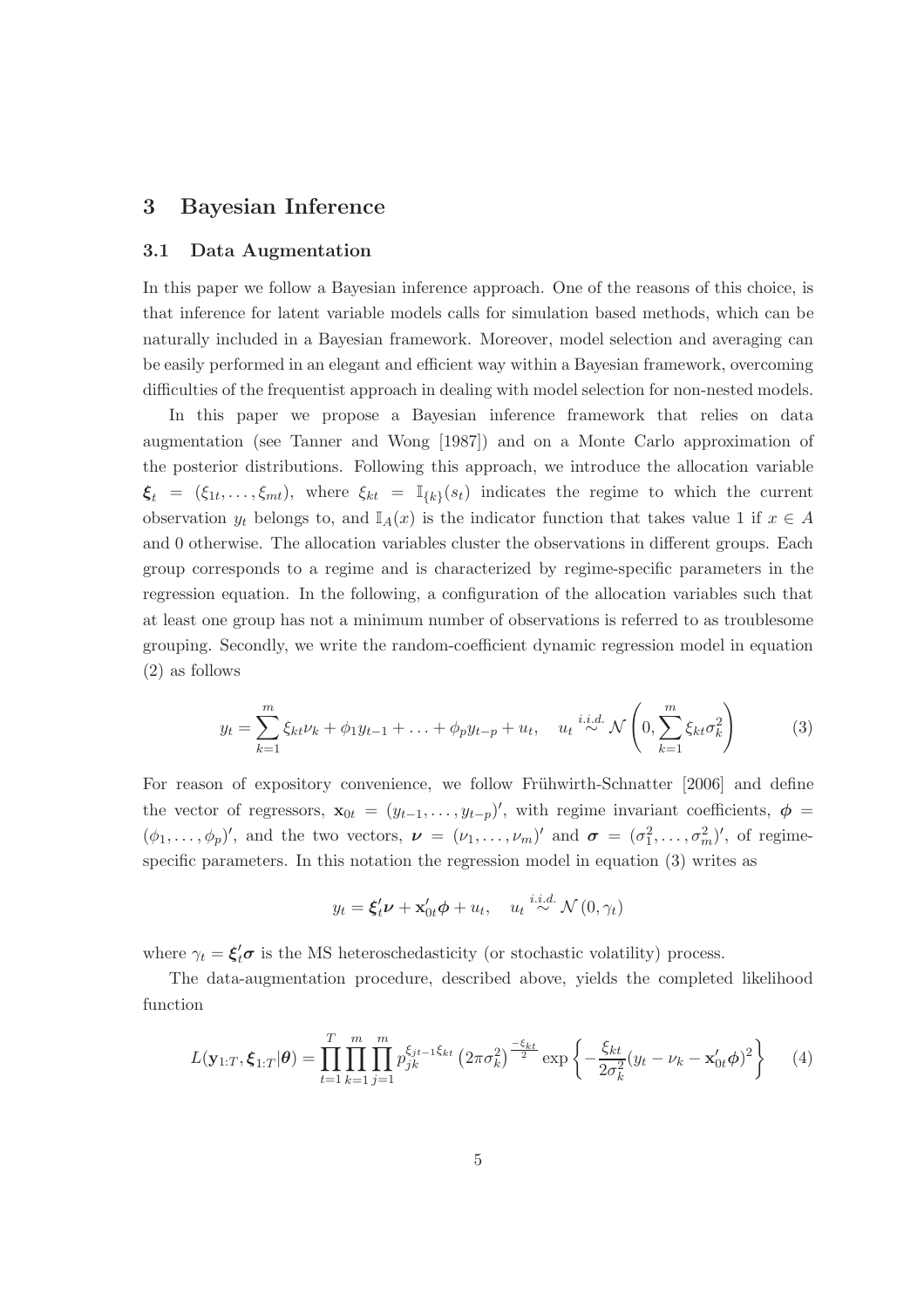# 3 Bayesian Inference

## 3.1 Data Augmentation

In this paper we follow a Bayesian inference approach. One of the reasons of this choice, is that inference for latent variable models calls for simulation based methods, which can be naturally included in a Bayesian framework. Moreover, model selection and averaging can be easily performed in an elegant and efficient way within a Bayesian framework, overcoming difficulties of the frequentist approach in dealing with model selection for non-nested models.

In this paper we propose a Bayesian inference framework that relies on data augmentation (see Tanner and Wong [1987]) and on a Monte Carlo approximation of the posterior distributions. Following this approach, we introduce the allocation variable $\boldsymbol{\xi}_t = (\xi_{1t}, \ldots, \xi_{mt})$, where $\xi_{kt} = \mathbb{I}_{\{k\}}(s_t)$ indicates the regime to which the current observation $y_t$ belongs to, and $\mathbb{I}_A(x)$ is the indicator function that takes value 1 if $x \in A$ and 0 otherwise. The allocation variables cluster the observations in different groups. Each group corresponds to a regime and is characterized by regime-specific parameters in the regression equation. In the following, a configuration of the allocation variables such that at least one group has not a minimum number of observations is referred to as troublesome grouping. Secondly, we write the random-coefficient dynamic regression model in equation (2) as follows

$$y_t = \sum_{k=1}^{m} \xi_{kt}\nu_k + \phi_1 y_{t-1} + \ldots + \phi_p y_{t-p} + u_t, \quad u_t \overset{i.i.d.}{\sim} \mathcal{N}\left(0, \sum_{k=1}^{m} \xi_{kt}\sigma_k^2\right) \tag{3}$$

For reason of expository convenience, we follow Frühwirth-Schnatter [2006] and define the vector of regressors, $\mathbf{x}_{0t} = (y_{t-1}, \ldots, y_{t-p})'$, with regime invariant coefficients, $\boldsymbol{\phi} = (\phi_1, \ldots, \phi_p)'$, and the two vectors, $\boldsymbol{\nu} = (\nu_1, \ldots, \nu_m)'$ and $\boldsymbol{\sigma} = (\sigma_1^2, \ldots, \sigma_m^2)'$, of regime-specific parameters. In this notation the regression model in equation (3) writes as

$$y_t = \boldsymbol{\xi}_t'\boldsymbol{\nu} + \mathbf{x}_{0t}'\boldsymbol{\phi} + u_t, \quad u_t \overset{i.i.d.}{\sim} \mathcal{N}(0, \gamma_t)$$

where $\gamma_t = \boldsymbol{\xi}_t'\boldsymbol{\sigma}$ is the MS heteroschedasticity (or stochastic volatility) process.

The data-augmentation procedure, described above, yields the completed likelihood function

$$L(\mathbf{y}_{1:T}, \boldsymbol{\xi}_{1:T}|\boldsymbol{\theta}) = \prod_{t=1}^{T}\prod_{k=1}^{m}\prod_{j=1}^{m} p_{jk}^{\xi_{jt-1}\xi_{kt}} \left(2\pi\sigma_k^2\right)^{\frac{-\xi_{kt}}{2}} \exp\left\{-\frac{\xi_{kt}}{2\sigma_k^2}(y_t - \nu_k - \mathbf{x}_{0t}'\boldsymbol{\phi})^2\right\} \tag{4}$$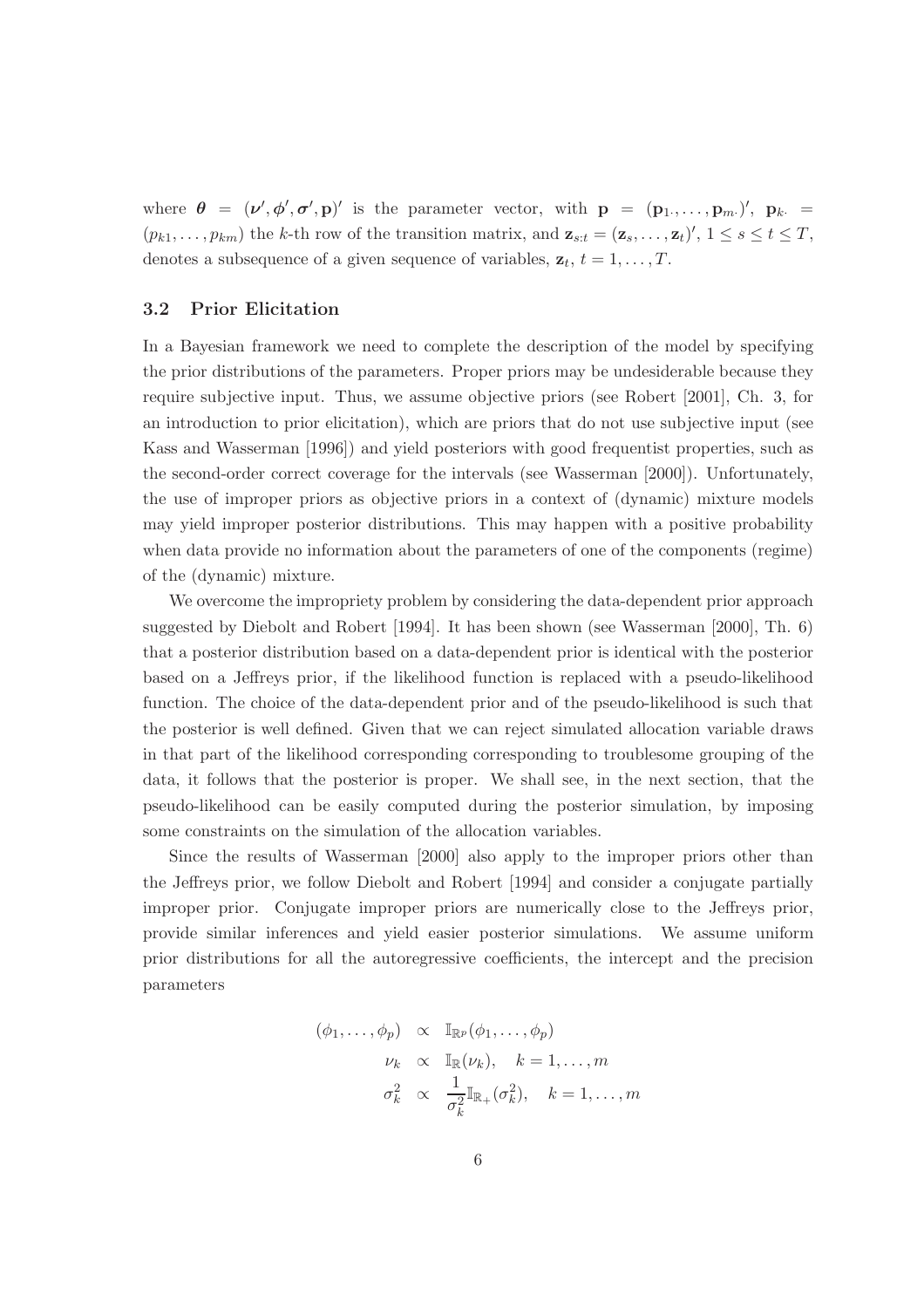where $\boldsymbol{\theta} = (\boldsymbol{\nu}', \boldsymbol{\phi}', \boldsymbol{\sigma}', \mathbf{p})'$ is the parameter vector, with $\mathbf{p} = (\mathbf{p}_{1\cdot}, \ldots, \mathbf{p}_{m\cdot})'$, $\mathbf{p}_{k\cdot} = (p_{k1}, \ldots, p_{km})$ the $k$-th row of the transition matrix, and $\mathbf{z}_{s:t} = (\mathbf{z}_s, \ldots, \mathbf{z}_t)'$, $1 \leq s \leq t \leq T$, denotes a subsequence of a given sequence of variables, $\mathbf{z}_t$, $t = 1, \ldots, T$.

### 3.2 Prior Elicitation

In a Bayesian framework we need to complete the description of the model by specifying the prior distributions of the parameters. Proper priors may be undesiderable because they require subjective input. Thus, we assume objective priors (see Robert [2001], Ch. 3, for an introduction to prior elicitation), which are priors that do not use subjective input (see Kass and Wasserman [1996]) and yield posteriors with good frequentist properties, such as the second-order correct coverage for the intervals (see Wasserman [2000]). Unfortunately, the use of improper priors as objective priors in a context of (dynamic) mixture models may yield improper posterior distributions. This may happen with a positive probability when data provide no information about the parameters of one of the components (regime) of the (dynamic) mixture.

We overcome the impropriety problem by considering the data-dependent prior approach suggested by Diebolt and Robert [1994]. It has been shown (see Wasserman [2000], Th. 6) that a posterior distribution based on a data-dependent prior is identical with the posterior based on a Jeffreys prior, if the likelihood function is replaced with a pseudo-likelihood function. The choice of the data-dependent prior and of the pseudo-likelihood is such that the posterior is well defined. Given that we can reject simulated allocation variable draws in that part of the likelihood corresponding corresponding to troublesome grouping of the data, it follows that the posterior is proper. We shall see, in the next section, that the pseudo-likelihood can be easily computed during the posterior simulation, by imposing some constraints on the simulation of the allocation variables.

Since the results of Wasserman [2000] also apply to the improper priors other than the Jeffreys prior, we follow Diebolt and Robert [1994] and consider a conjugate partially improper prior. Conjugate improper priors are numerically close to the Jeffreys prior, provide similar inferences and yield easier posterior simulations. We assume uniform prior distributions for all the autoregressive coefficients, the intercept and the precision parameters

$$
\begin{aligned}
(\phi_1, \ldots, \phi_p) &\propto \mathbb{I}_{\mathbb{R}^p}(\phi_1, \ldots, \phi_p) \\
\nu_k &\propto \mathbb{I}_{\mathbb{R}}(\nu_k), \quad k = 1, \ldots, m \\
\sigma_k^2 &\propto \frac{1}{\sigma_k^2}\mathbb{I}_{\mathbb{R}_+}(\sigma_k^2), \quad k = 1, \ldots, m
\end{aligned}
$$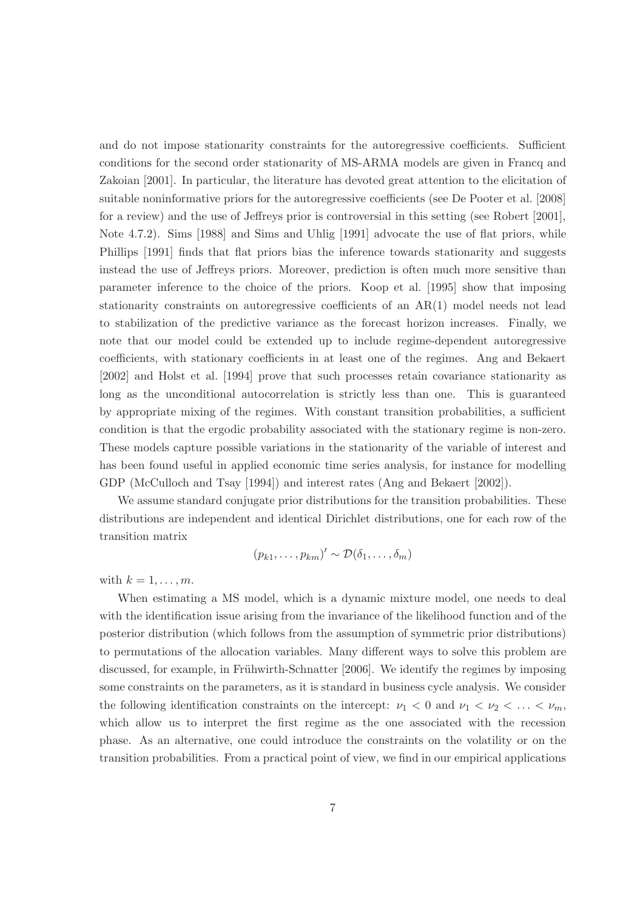and do not impose stationarity constraints for the autoregressive coefficients. Sufficient conditions for the second order stationarity of MS-ARMA models are given in Francq and Zakoian [2001]. In particular, the literature has devoted great attention to the elicitation of suitable noninformative priors for the autoregressive coefficients (see De Pooter et al. [2008] for a review) and the use of Jeffreys prior is controversial in this setting (see Robert [2001], Note 4.7.2). Sims [1988] and Sims and Uhlig [1991] advocate the use of flat priors, while Phillips [1991] finds that flat priors bias the inference towards stationarity and suggests instead the use of Jeffreys priors. Moreover, prediction is often much more sensitive than parameter inference to the choice of the priors. Koop et al. [1995] show that imposing stationarity constraints on autoregressive coefficients of an AR(1) model needs not lead to stabilization of the predictive variance as the forecast horizon increases. Finally, we note that our model could be extended up to include regime-dependent autoregressive coefficients, with stationary coefficients in at least one of the regimes. Ang and Bekaert [2002] and Holst et al. [1994] prove that such processes retain covariance stationarity as long as the unconditional autocorrelation is strictly less than one. This is guaranteed by appropriate mixing of the regimes. With constant transition probabilities, a sufficient condition is that the ergodic probability associated with the stationary regime is non-zero. These models capture possible variations in the stationarity of the variable of interest and has been found useful in applied economic time series analysis, for instance for modelling GDP (McCulloch and Tsay [1994]) and interest rates (Ang and Bekaert [2002]).

We assume standard conjugate prior distributions for the transition probabilities. These distributions are independent and identical Dirichlet distributions, one for each row of the transition matrix

$$(p_{k1}, \ldots, p_{km})' \sim \mathcal{D}(\delta_1, \ldots, \delta_m)$$

with $k = 1, \ldots, m$.

When estimating a MS model, which is a dynamic mixture model, one needs to deal with the identification issue arising from the invariance of the likelihood function and of the posterior distribution (which follows from the assumption of symmetric prior distributions) to permutations of the allocation variables. Many different ways to solve this problem are discussed, for example, in Frühwirth-Schnatter [2006]. We identify the regimes by imposing some constraints on the parameters, as it is standard in business cycle analysis. We consider the following identification constraints on the intercept: $\nu_1 < 0$ and $\nu_1 < \nu_2 < \ldots < \nu_m$, which allow us to interpret the first regime as the one associated with the recession phase. As an alternative, one could introduce the constraints on the volatility or on the transition probabilities. From a practical point of view, we find in our empirical applications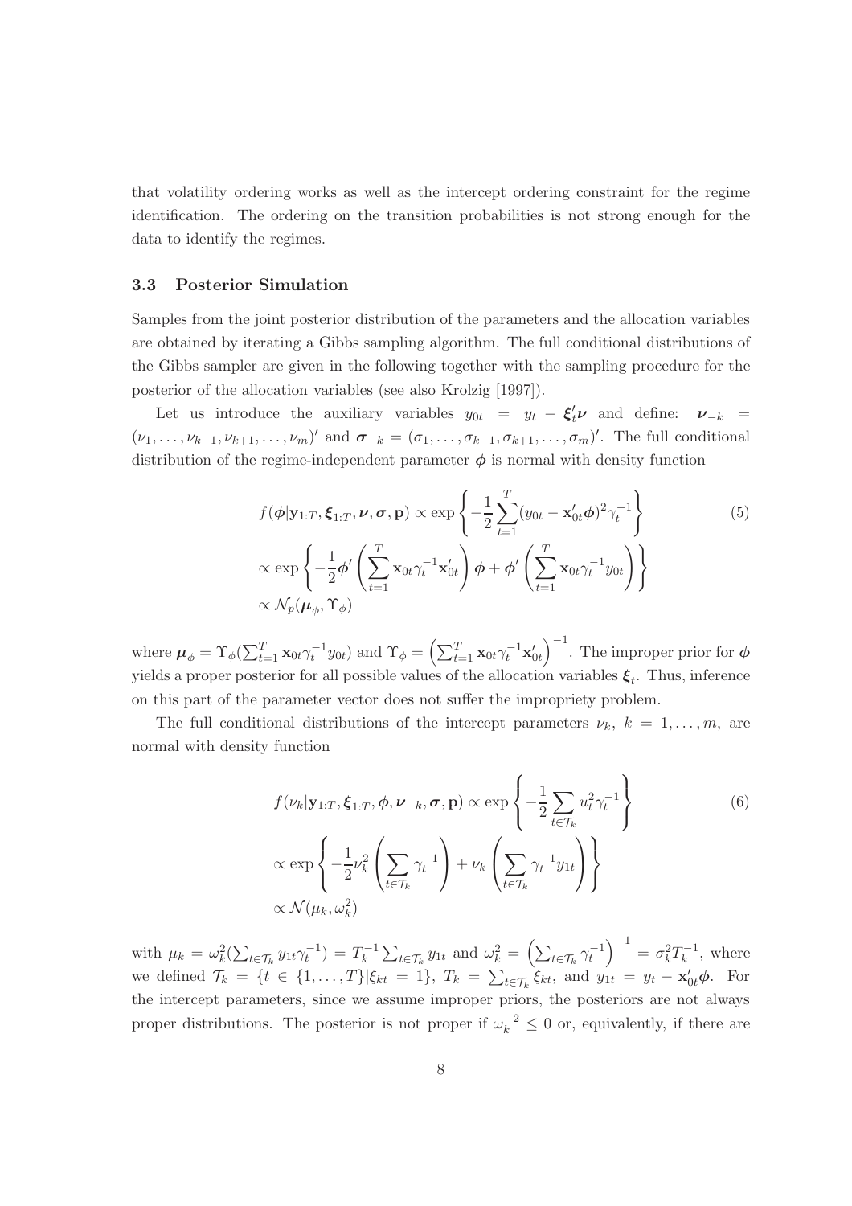that volatility ordering works as well as the intercept ordering constraint for the regime identification. The ordering on the transition probabilities is not strong enough for the data to identify the regimes.

### 3.3 Posterior Simulation

Samples from the joint posterior distribution of the parameters and the allocation variables are obtained by iterating a Gibbs sampling algorithm. The full conditional distributions of the Gibbs sampler are given in the following together with the sampling procedure for the posterior of the allocation variables (see also Krolzig [1997]).

Let us introduce the auxiliary variables $y_{0t} = y_t - \boldsymbol{\xi}_t' \boldsymbol{\nu}$ and define: $\boldsymbol{\nu}_{-k} = (\nu_1, \ldots, \nu_{k-1}, \nu_{k+1}, \ldots, \nu_m)'$ and $\boldsymbol{\sigma}_{-k} = (\sigma_1, \ldots, \sigma_{k-1}, \sigma_{k+1}, \ldots, \sigma_m)'$. The full conditional distribution of the regime-independent parameter $\boldsymbol{\phi}$ is normal with density function

$$
\begin{aligned}
f(\boldsymbol{\phi}|\mathbf{y}_{1:T}, \boldsymbol{\xi}_{1:T}, \boldsymbol{\nu}, \boldsymbol{\sigma}, \mathbf{p}) &\propto \exp\left\{ -\frac{1}{2} \sum_{t=1}^{T} (y_{0t} - \mathbf{x}_{0t}' \boldsymbol{\phi})^2 \gamma_t^{-1} \right\} \\
&\propto \exp\left\{ -\frac{1}{2} \boldsymbol{\phi}' \left( \sum_{t=1}^{T} \mathbf{x}_{0t} \gamma_t^{-1} \mathbf{x}_{0t}' \right) \boldsymbol{\phi} + \boldsymbol{\phi}' \left( \sum_{t=1}^{T} \mathbf{x}_{0t} \gamma_t^{-1} y_{0t} \right) \right\} \\
&\propto \mathcal{N}_p(\boldsymbol{\mu}_\phi, \Upsilon_\phi)
\end{aligned} \tag{5}
$$

where $\boldsymbol{\mu}_\phi = \Upsilon_\phi (\sum_{t=1}^{T} \mathbf{x}_{0t} \gamma_t^{-1} y_{0t})$ and $\Upsilon_\phi = \left( \sum_{t=1}^{T} \mathbf{x}_{0t} \gamma_t^{-1} \mathbf{x}_{0t}' \right)^{-1}$. The improper prior for $\boldsymbol{\phi}$ yields a proper posterior for all possible values of the allocation variables $\boldsymbol{\xi}_t$. Thus, inference on this part of the parameter vector does not suffer the impropriety problem.

The full conditional distributions of the intercept parameters $\nu_k$, $k = 1, \ldots, m$, are normal with density function

$$
\begin{aligned}
f(\nu_k|\mathbf{y}_{1:T}, \boldsymbol{\xi}_{1:T}, \boldsymbol{\phi}, \boldsymbol{\nu}_{-k}, \boldsymbol{\sigma}, \mathbf{p}) &\propto \exp\left\{ -\frac{1}{2} \sum_{t \in \mathcal{T}_k} u_t^2 \gamma_t^{-1} \right\} \\
&\propto \exp\left\{ -\frac{1}{2} \nu_k^2 \left( \sum_{t \in \mathcal{T}_k} \gamma_t^{-1} \right) + \nu_k \left( \sum_{t \in \mathcal{T}_k} \gamma_t^{-1} y_{1t} \right) \right\} \\
&\propto \mathcal{N}(\mu_k, \omega_k^2)
\end{aligned} \tag{6}
$$

with $\mu_k = \omega_k^2 (\sum_{t \in \mathcal{T}_k} y_{1t} \gamma_t^{-1}) = T_k^{-1} \sum_{t \in \mathcal{T}_k} y_{1t}$ and $\omega_k^2 = \left( \sum_{t \in \mathcal{T}_k} \gamma_t^{-1} \right)^{-1} = \sigma_k^2 T_k^{-1}$, where we defined $\mathcal{T}_k = \{t \in \{1, \ldots, T\} | \xi_{kt} = 1\}$, $T_k = \sum_{t \in \mathcal{T}_k} \xi_{kt}$, and $y_{1t} = y_t - \mathbf{x}_{0t}' \boldsymbol{\phi}$. For the intercept parameters, since we assume improper priors, the posteriors are not always proper distributions. The posterior is not proper if $\omega_k^{-2} \leq 0$ or, equivalently, if there are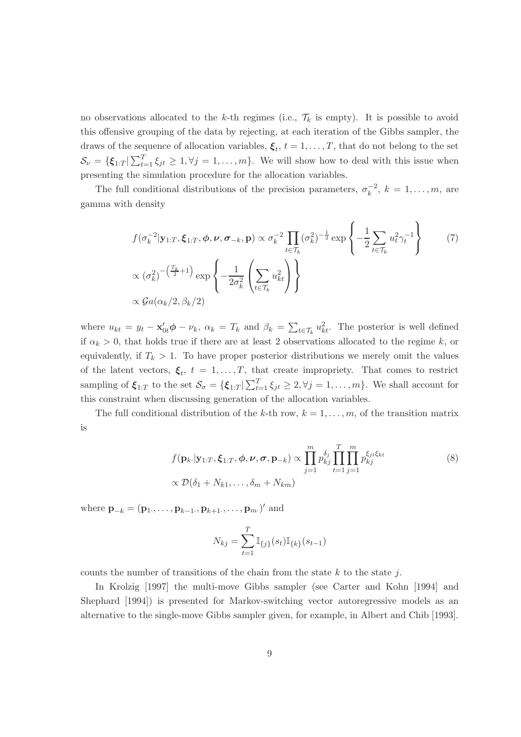no observations allocated to the $k$-th regimes (i.e., $\mathcal{T}_k$ is empty). It is possible to avoid this offensive grouping of the data by rejecting, at each iteration of the Gibbs sampler, the draws of the sequence of allocation variables, $\boldsymbol{\xi}_t$, $t = 1, \ldots, T$, that do not belong to the set $\mathcal{S}_\nu = \{\boldsymbol{\xi}_{1:T} | \sum_{t=1}^{T} \xi_{jt} \geq 1, \forall j = 1, \ldots, m\}$. We will show how to deal with this issue when presenting the simulation procedure for the allocation variables.

The full conditional distributions of the precision parameters, $\sigma_k^{-2}$, $k = 1, \ldots, m$, are gamma with density

$$
\begin{aligned}
f(\sigma_k^{-2} | \mathbf{y}_{1:T}, \boldsymbol{\xi}_{1:T}, \boldsymbol{\phi}, \boldsymbol{\nu}, \boldsymbol{\sigma}_{-k}, \mathbf{p}) &\propto \sigma_k^{-2} \prod_{t \in \mathcal{T}_k} (\sigma_k^2)^{-\frac{1}{2}} \exp\left\{ -\frac{1}{2} \sum_{t \in \mathcal{T}_k} u_t^2 \gamma_t^{-1} \right\} \qquad (7) \\
&\propto (\sigma_k^2)^{-\left(\frac{T_k}{2}+1\right)} \exp\left\{ -\frac{1}{2\sigma_k^2} \left( \sum_{t \in \mathcal{T}_k} u_{kt}^2 \right) \right\} \\
&\propto \mathcal{G}a(\alpha_k/2, \beta_k/2)
\end{aligned}
$$

where $u_{kt} = y_t - \mathbf{x}_{0t}'\boldsymbol{\phi} - \nu_k$, $\alpha_k = T_k$ and $\beta_k = \sum_{t \in \mathcal{T}_k} u_{kt}^2$. The posterior is well defined if $\alpha_k > 0$, that holds true if there are at least 2 observations allocated to the regime $k$, or equivalently, if $T_k > 1$. To have proper posterior distributions we merely omit the values of the latent vectors, $\boldsymbol{\xi}_t$, $t = 1, \ldots, T$, that create impropriety. That comes to restrict sampling of $\boldsymbol{\xi}_{1:T}$ to the set $\mathcal{S}_\sigma = \{\boldsymbol{\xi}_{1:T} | \sum_{t=1}^{T} \xi_{jt} \geq 2, \forall j = 1, \ldots, m\}$. We shall account for this constraint when discussing generation of the allocation variables.

The full conditional distribution of the $k$-th row, $k = 1, \ldots, m$, of the transition matrix is

$$
\begin{aligned}
f(\mathbf{p}_{k\cdot} | \mathbf{y}_{1:T}, \boldsymbol{\xi}_{1:T}, \boldsymbol{\phi}, \boldsymbol{\nu}, \boldsymbol{\sigma}, \mathbf{p}_{-k}) &\propto \prod_{j=1}^{m} p_{kj}^{\delta_j} \prod_{t=1}^{T} \prod_{j=1}^{m} p_{kj}^{\xi_{jt}\xi_{kt}} \qquad (8) \\
&\propto \mathcal{D}(\delta_1 + N_{k1}, \ldots, \delta_m + N_{km})
\end{aligned}
$$

where $\mathbf{p}_{-k} = (\mathbf{p}_{1\cdot}, \ldots, \mathbf{p}_{k-1\cdot}, \mathbf{p}_{k+1\cdot}, \ldots, \mathbf{p}_{m\cdot})'$ and

$$
N_{kj} = \sum_{t=1}^{T} \mathbb{I}_{\{j\}}(s_t) \mathbb{I}_{\{k\}}(s_{t-1})
$$

counts the number of transitions of the chain from the state $k$ to the state $j$.

In Krolzig [1997] the multi-move Gibbs sampler (see Carter and Kohn [1994] and Shephard [1994]) is presented for Markov-switching vector autoregressive models as an alternative to the single-move Gibbs sampler given, for example, in Albert and Chib [1993].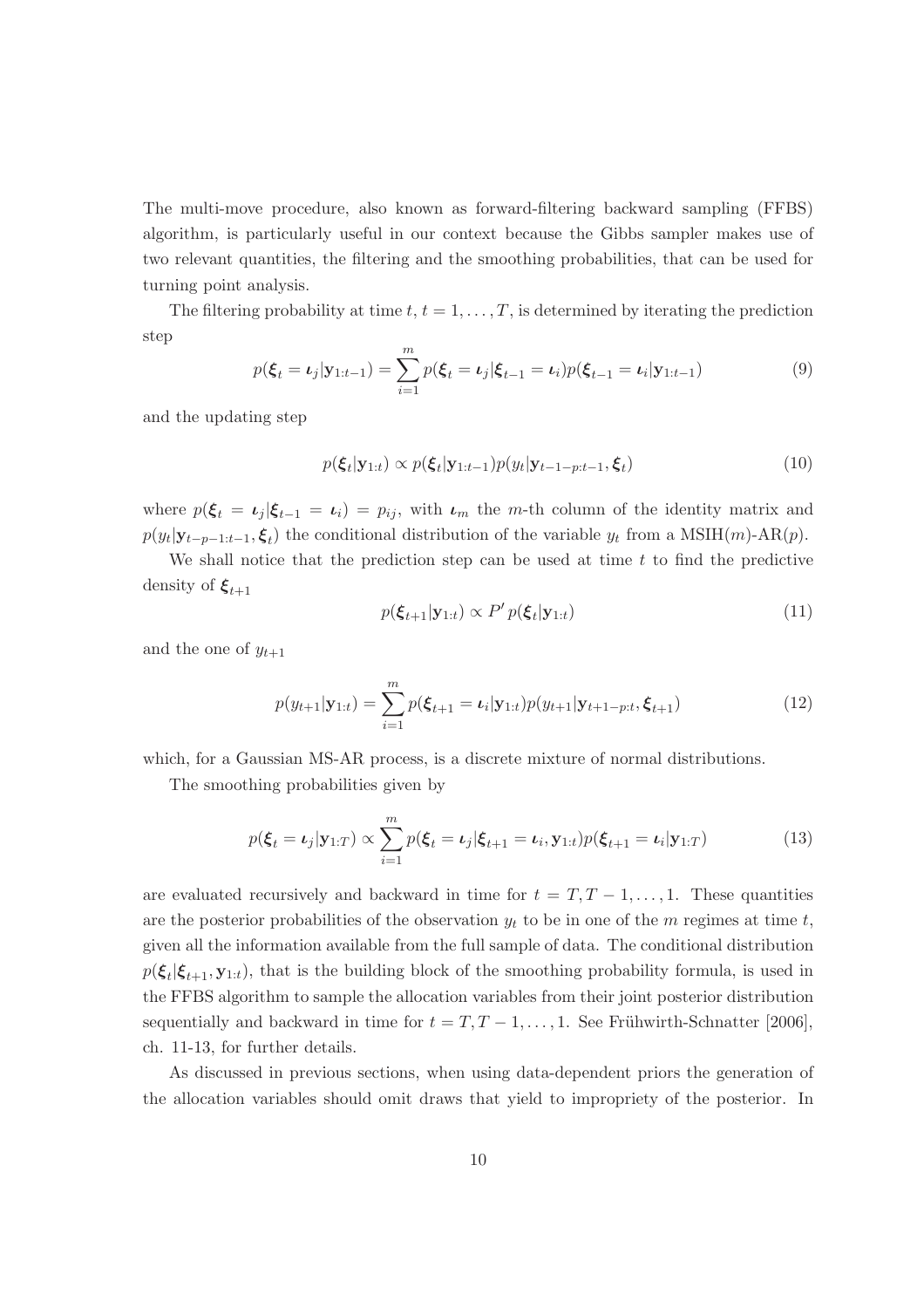The multi-move procedure, also known as forward-filtering backward sampling (FFBS) algorithm, is particularly useful in our context because the Gibbs sampler makes use of two relevant quantities, the filtering and the smoothing probabilities, that can be used for turning point analysis.

The filtering probability at time $t$, $t = 1, \ldots, T$, is determined by iterating the prediction step

$$p(\boldsymbol{\xi}_t = \boldsymbol{\iota}_j | \mathbf{y}_{1:t-1}) = \sum_{i=1}^{m} p(\boldsymbol{\xi}_t = \boldsymbol{\iota}_j | \boldsymbol{\xi}_{t-1} = \boldsymbol{\iota}_i) p(\boldsymbol{\xi}_{t-1} = \boldsymbol{\iota}_i | \mathbf{y}_{1:t-1}) \tag{9}$$

and the updating step

$$p(\boldsymbol{\xi}_t | \mathbf{y}_{1:t}) \propto p(\boldsymbol{\xi}_t | \mathbf{y}_{1:t-1}) p(y_t | \mathbf{y}_{t-1-p:t-1}, \boldsymbol{\xi}_t) \tag{10}$$

where $p(\boldsymbol{\xi}_t = \boldsymbol{\iota}_j | \boldsymbol{\xi}_{t-1} = \boldsymbol{\iota}_i) = p_{ij}$, with $\boldsymbol{\iota}_m$ the $m$-th column of the identity matrix and $p(y_t | \mathbf{y}_{t-p-1:t-1}, \boldsymbol{\xi}_t)$ the conditional distribution of the variable $y_t$ from a MSIH($m$)-AR($p$).

We shall notice that the prediction step can be used at time $t$ to find the predictive density of $\boldsymbol{\xi}_{t+1}$

$$p(\boldsymbol{\xi}_{t+1} | \mathbf{y}_{1:t}) \propto P' \, p(\boldsymbol{\xi}_t | \mathbf{y}_{1:t}) \tag{11}$$

and the one of $y_{t+1}$

$$p(y_{t+1} | \mathbf{y}_{1:t}) = \sum_{i=1}^{m} p(\boldsymbol{\xi}_{t+1} = \boldsymbol{\iota}_i | \mathbf{y}_{1:t}) p(y_{t+1} | \mathbf{y}_{t+1-p:t}, \boldsymbol{\xi}_{t+1}) \tag{12}$$

which, for a Gaussian MS-AR process, is a discrete mixture of normal distributions.

The smoothing probabilities given by

$$p(\boldsymbol{\xi}_t = \boldsymbol{\iota}_j | \mathbf{y}_{1:T}) \propto \sum_{i=1}^{m} p(\boldsymbol{\xi}_t = \boldsymbol{\iota}_j | \boldsymbol{\xi}_{t+1} = \boldsymbol{\iota}_i, \mathbf{y}_{1:t}) p(\boldsymbol{\xi}_{t+1} = \boldsymbol{\iota}_i | \mathbf{y}_{1:T}) \tag{13}$$

are evaluated recursively and backward in time for $t = T, T-1, \ldots, 1$. These quantities are the posterior probabilities of the observation $y_t$ to be in one of the $m$ regimes at time $t$, given all the information available from the full sample of data. The conditional distribution $p(\boldsymbol{\xi}_t | \boldsymbol{\xi}_{t+1}, \mathbf{y}_{1:t})$, that is the building block of the smoothing probability formula, is used in the FFBS algorithm to sample the allocation variables from their joint posterior distribution sequentially and backward in time for $t = T, T-1, \ldots, 1$. See Frühwirth-Schnatter [2006], ch. 11-13, for further details.

As discussed in previous sections, when using data-dependent priors the generation of the allocation variables should omit draws that yield to impropriety of the posterior. In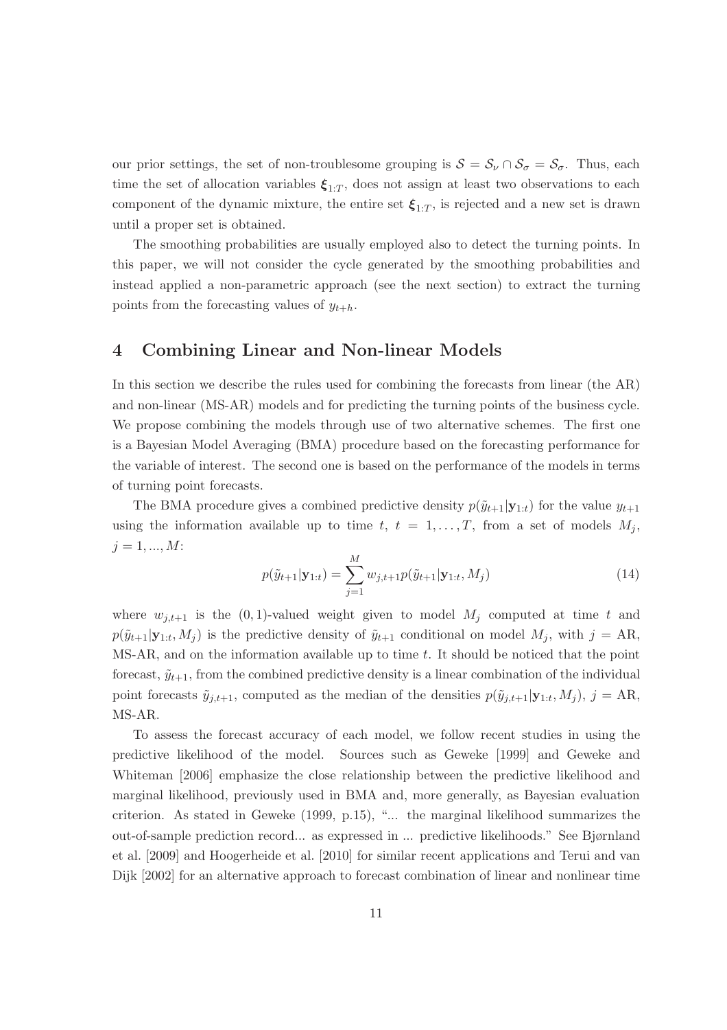our prior settings, the set of non-troublesome grouping is $\mathcal{S} = \mathcal{S}_\nu \cap \mathcal{S}_\sigma = \mathcal{S}_\sigma$. Thus, each time the set of allocation variables $\boldsymbol{\xi}_{1:T}$, does not assign at least two observations to each component of the dynamic mixture, the entire set $\boldsymbol{\xi}_{1:T}$, is rejected and a new set is drawn until a proper set is obtained.

The smoothing probabilities are usually employed also to detect the turning points. In this paper, we will not consider the cycle generated by the smoothing probabilities and instead applied a non-parametric approach (see the next section) to extract the turning points from the forecasting values of $y_{t+h}$.

# 4 Combining Linear and Non-linear Models

In this section we describe the rules used for combining the forecasts from linear (the AR) and non-linear (MS-AR) models and for predicting the turning points of the business cycle. We propose combining the models through use of two alternative schemes. The first one is a Bayesian Model Averaging (BMA) procedure based on the forecasting performance for the variable of interest. The second one is based on the performance of the models in terms of turning point forecasts.

The BMA procedure gives a combined predictive density $p(\tilde{y}_{t+1}|\mathbf{y}_{1:t})$ for the value $y_{t+1}$ using the information available up to time $t$, $t = 1, \dots, T$, from a set of models $M_j$, $j = 1, ..., M$:

$$p(\tilde{y}_{t+1}|\mathbf{y}_{1:t}) = \sum_{j=1}^{M} w_{j,t+1} p(\tilde{y}_{t+1}|\mathbf{y}_{1:t}, M_j) \tag{14}$$

where $w_{j,t+1}$ is the $(0,1)$-valued weight given to model $M_j$ computed at time $t$ and $p(\tilde{y}_{t+1}|\mathbf{y}_{1:t}, M_j)$ is the predictive density of $\tilde{y}_{t+1}$ conditional on model $M_j$, with $j$ = AR, MS-AR, and on the information available up to time $t$. It should be noticed that the point forecast, $\tilde{y}_{t+1}$, from the combined predictive density is a linear combination of the individual point forecasts $\tilde{y}_{j,t+1}$, computed as the median of the densities $p(\tilde{y}_{j,t+1}|\mathbf{y}_{1:t}, M_j)$, $j$ = AR, MS-AR.

To assess the forecast accuracy of each model, we follow recent studies in using the predictive likelihood of the model. Sources such as Geweke [1999] and Geweke and Whiteman [2006] emphasize the close relationship between the predictive likelihood and marginal likelihood, previously used in BMA and, more generally, as Bayesian evaluation criterion. As stated in Geweke (1999, p.15), "... the marginal likelihood summarizes the out-of-sample prediction record... as expressed in ... predictive likelihoods." See Bjørnland et al. [2009] and Hoogerheide et al. [2010] for similar recent applications and Terui and van Dijk [2002] for an alternative approach to forecast combination of linear and nonlinear time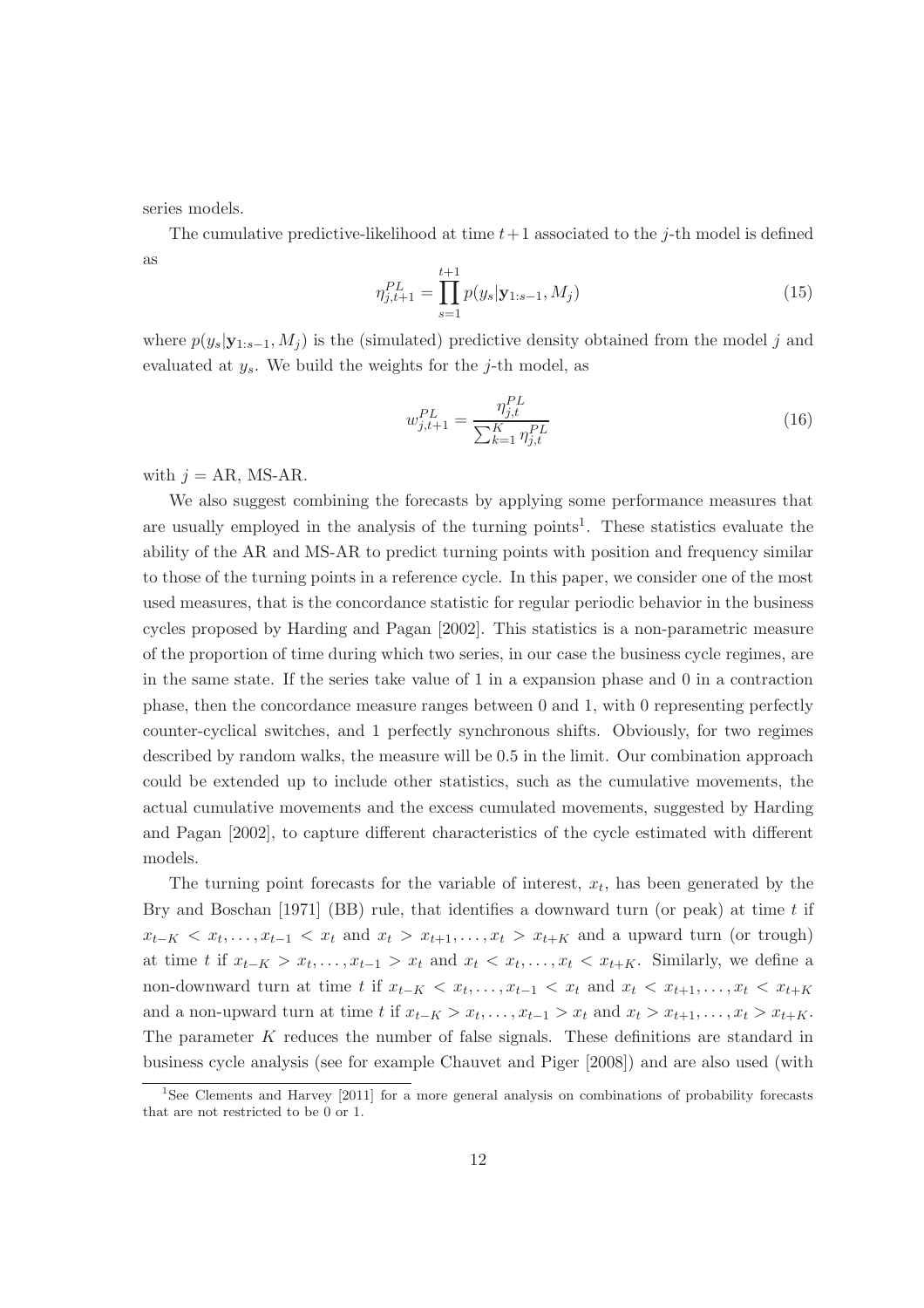series models.

The cumulative predictive-likelihood at time $t+1$ associated to the $j$-th model is defined as

$$\eta_{j,t+1}^{PL} = \prod_{s=1}^{t+1} p(y_s|\mathbf{y}_{1:s-1}, M_j) \tag{15}$$

where $p(y_s|\mathbf{y}_{1:s-1}, M_j)$ is the (simulated) predictive density obtained from the model $j$ and evaluated at $y_s$. We build the weights for the $j$-th model, as

$$w_{j,t+1}^{PL} = \frac{\eta_{j,t}^{PL}}{\sum_{k=1}^{K} \eta_{j,t}^{PL}} \tag{16}$$

with $j$ = AR, MS-AR.

We also suggest combining the forecasts by applying some performance measures that are usually employed in the analysis of the turning points[1]. These statistics evaluate the ability of the AR and MS-AR to predict turning points with position and frequency similar to those of the turning points in a reference cycle. In this paper, we consider one of the most used measures, that is the concordance statistic for regular periodic behavior in the business cycles proposed by Harding and Pagan [2002]. This statistics is a non-parametric measure of the proportion of time during which two series, in our case the business cycle regimes, are in the same state. If the series take value of 1 in a expansion phase and 0 in a contraction phase, then the concordance measure ranges between 0 and 1, with 0 representing perfectly counter-cyclical switches, and 1 perfectly synchronous shifts. Obviously, for two regimes described by random walks, the measure will be 0.5 in the limit. Our combination approach could be extended up to include other statistics, such as the cumulative movements, the actual cumulative movements and the excess cumulated movements, suggested by Harding and Pagan [2002], to capture different characteristics of the cycle estimated with different models.

The turning point forecasts for the variable of interest, $x_t$, has been generated by the Bry and Boschan [1971] (BB) rule, that identifies a downward turn (or peak) at time $t$ if $x_{t-K} < x_t, \ldots, x_{t-1} < x_t$ and $x_t > x_{t+1}, \ldots, x_t > x_{t+K}$ and a upward turn (or trough) at time $t$ if $x_{t-K} > x_t, \ldots, x_{t-1} > x_t$ and $x_t < x_t, \ldots, x_t < x_{t+K}$. Similarly, we define a non-downward turn at time $t$ if $x_{t-K} < x_t, \ldots, x_{t-1} < x_t$ and $x_t < x_{t+1}, \ldots, x_t < x_{t+K}$ and a non-upward turn at time $t$ if $x_{t-K} > x_t, \ldots, x_{t-1} > x_t$ and $x_t > x_{t+1}, \ldots, x_t > x_{t+K}$. The parameter $K$ reduces the number of false signals. These definitions are standard in business cycle analysis (see for example Chauvet and Piger [2008]) and are also used (with

[1] See Clements and Harvey [2011] for a more general analysis on combinations of probability forecasts that are not restricted to be 0 or 1.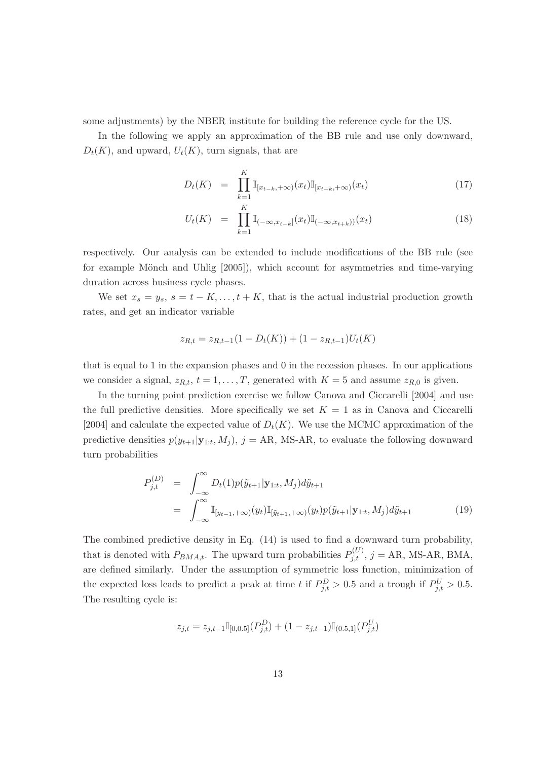some adjustments) by the NBER institute for building the reference cycle for the US.

In the following we apply an approximation of the BB rule and use only downward, $D_t(K)$, and upward, $U_t(K)$, turn signals, that are

$$
\begin{aligned}
D_t(K) &= \prod_{k=1}^{K} \mathbb{I}_{[x_{t-k},+\infty)}(x_t)\mathbb{I}_{[x_{t+k},+\infty)}(x_t) &(17)\\
U_t(K) &= \prod_{k=1}^{K} \mathbb{I}_{(-\infty,x_{t-k}]}(x_t)\mathbb{I}_{(-\infty,x_{t+k}))}(x_t) &(18)
\end{aligned}
$$

respectively. Our analysis can be extended to include modifications of the BB rule (see for example Mönch and Uhlig [2005]), which account for asymmetries and time-varying duration across business cycle phases.

We set $x_s = y_s$, $s = t-K, \ldots, t+K$, that is the actual industrial production growth rates, and get an indicator variable

$$
z_{R,t} = z_{R,t-1}(1 - D_t(K)) + (1 - z_{R,t-1})U_t(K)
$$

that is equal to 1 in the expansion phases and 0 in the recession phases. In our applications we consider a signal, $z_{R,t}$, $t = 1, \ldots, T$, generated with $K = 5$ and assume $z_{R,0}$ is given.

In the turning point prediction exercise we follow Canova and Ciccarelli [2004] and use the full predictive densities. More specifically we set $K = 1$ as in Canova and Ciccarelli [2004] and calculate the expected value of $D_t(K)$. We use the MCMC approximation of the predictive densities $p(y_{t+1}|\mathbf{y}_{1:t}, M_j)$, $j =$ AR, MS-AR, to evaluate the following downward turn probabilities

$$
\begin{aligned}
P_{j,t}^{(D)} &= \int_{-\infty}^{\infty} D_t(1)p(\tilde{y}_{t+1}|\mathbf{y}_{1:t}, M_j)d\tilde{y}_{t+1} \\
&= \int_{-\infty}^{\infty} \mathbb{I}_{[y_{t-1},+\infty)}(y_t)\mathbb{I}_{[\tilde{y}_{t+1},+\infty)}(y_t)p(\tilde{y}_{t+1}|\mathbf{y}_{1:t}, M_j)d\tilde{y}_{t+1} \qquad (19)
\end{aligned}
$$

The combined predictive density in Eq. (14) is used to find a downward turn probability, that is denoted with $P_{BMA,t}$. The upward turn probabilities $P_{j,t}^{(U)}$, $j =$ AR, MS-AR, BMA, are defined similarly. Under the assumption of symmetric loss function, minimization of the expected loss leads to predict a peak at time $t$ if $P_{j,t}^{D} > 0.5$ and a trough if $P_{j,t}^{U} > 0.5$. The resulting cycle is:

$$
z_{j,t} = z_{j,t-1}\mathbb{I}_{[0,0.5]}(P_{j,t}^{D}) + (1 - z_{j,t-1})\mathbb{I}_{(0.5,1]}(P_{j,t}^{U})
$$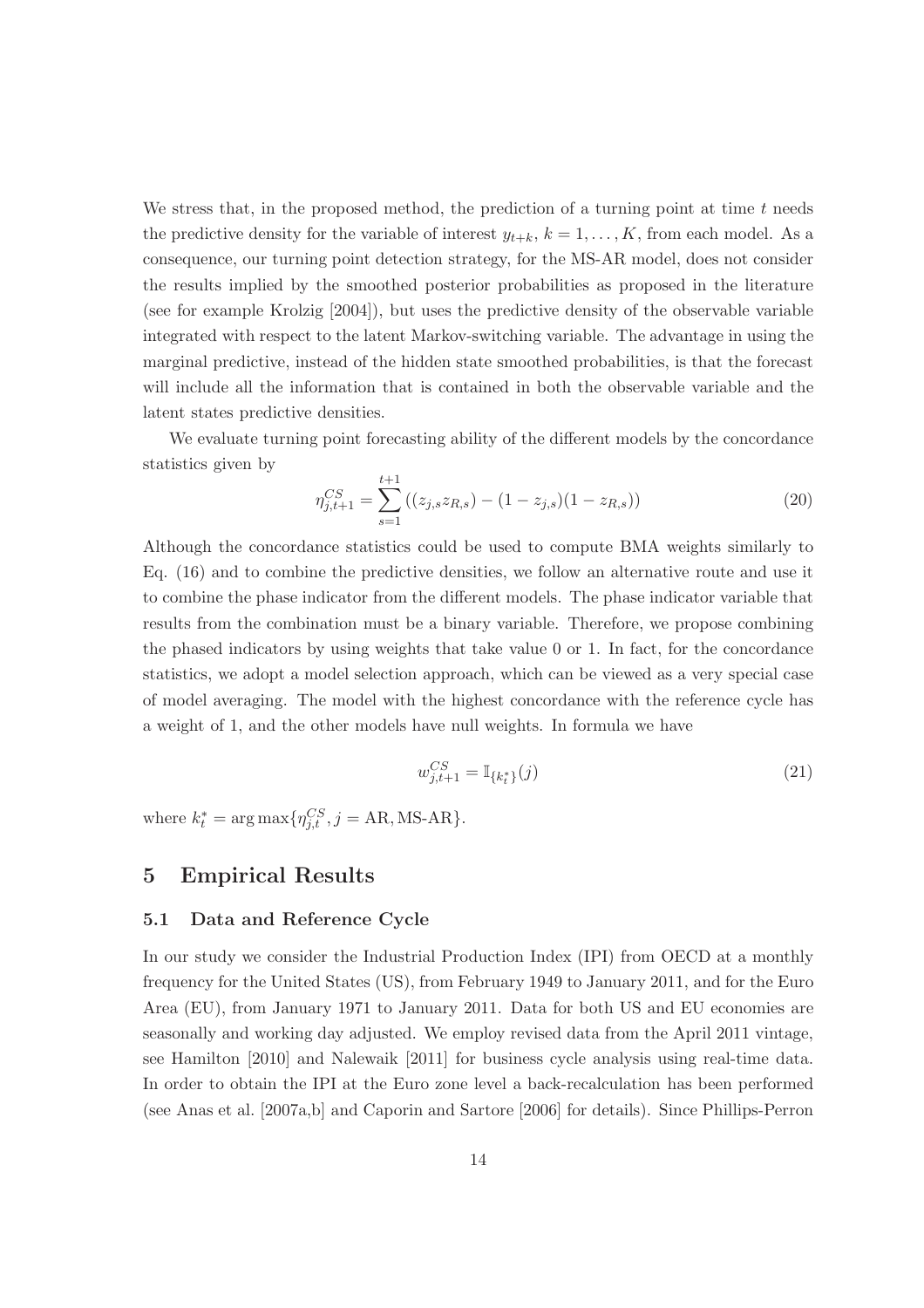We stress that, in the proposed method, the prediction of a turning point at time $t$ needs the predictive density for the variable of interest $y_{t+k}$, $k = 1, \ldots, K$, from each model. As a consequence, our turning point detection strategy, for the MS-AR model, does not consider the results implied by the smoothed posterior probabilities as proposed in the literature (see for example Krolzig [2004]), but uses the predictive density of the observable variable integrated with respect to the latent Markov-switching variable. The advantage in using the marginal predictive, instead of the hidden state smoothed probabilities, is that the forecast will include all the information that is contained in both the observable variable and the latent states predictive densities.

We evaluate turning point forecasting ability of the different models by the concordance statistics given by

$$\eta_{j,t+1}^{CS} = \sum_{s=1}^{t+1} \left( (z_{j,s} z_{R,s}) - (1 - z_{j,s})(1 - z_{R,s}) \right) \tag{20}$$

Although the concordance statistics could be used to compute BMA weights similarly to Eq. (16) and to combine the predictive densities, we follow an alternative route and use it to combine the phase indicator from the different models. The phase indicator variable that results from the combination must be a binary variable. Therefore, we propose combining the phased indicators by using weights that take value 0 or 1. In fact, for the concordance statistics, we adopt a model selection approach, which can be viewed as a very special case of model averaging. The model with the highest concordance with the reference cycle has a weight of 1, and the other models have null weights. In formula we have

$$w_{j,t+1}^{CS} = \mathbb{I}_{\{k_t^*\}}(j) \tag{21}$$

where $k_t^* = \arg\max\{\eta_{j,t}^{CS}, j = \text{AR}, \text{MS-AR}\}$.

# 5 Empirical Results

## 5.1 Data and Reference Cycle

In our study we consider the Industrial Production Index (IPI) from OECD at a monthly frequency for the United States (US), from February 1949 to January 2011, and for the Euro Area (EU), from January 1971 to January 2011. Data for both US and EU economies are seasonally and working day adjusted. We employ revised data from the April 2011 vintage, see Hamilton [2010] and Nalewaik [2011] for business cycle analysis using real-time data. In order to obtain the IPI at the Euro zone level a back-recalculation has been performed (see Anas et al. [2007a,b] and Caporin and Sartore [2006] for details). Since Phillips-Perron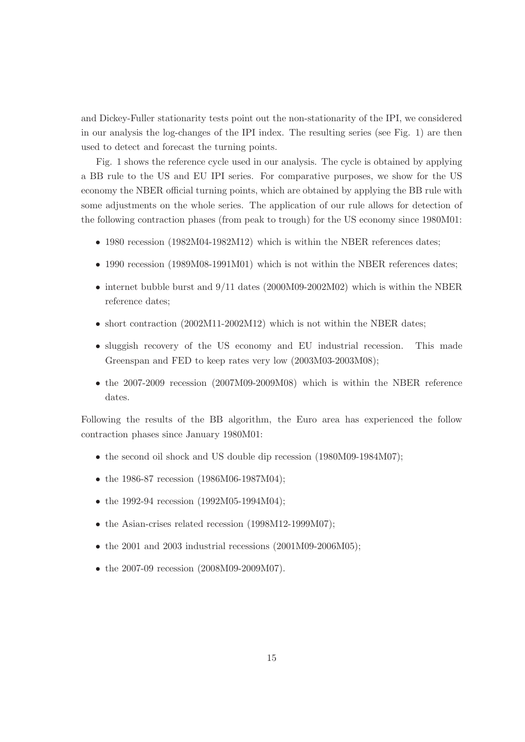and Dickey-Fuller stationarity tests point out the non-stationarity of the IPI, we considered in our analysis the log-changes of the IPI index. The resulting series (see Fig. 1) are then used to detect and forecast the turning points.

Fig. 1 shows the reference cycle used in our analysis. The cycle is obtained by applying a BB rule to the US and EU IPI series. For comparative purposes, we show for the US economy the NBER official turning points, which are obtained by applying the BB rule with some adjustments on the whole series. The application of our rule allows for detection of the following contraction phases (from peak to trough) for the US economy since 1980M01:

- 1980 recession (1982M04-1982M12) which is within the NBER references dates;
- 1990 recession (1989M08-1991M01) which is not within the NBER references dates;
- internet bubble burst and 9/11 dates (2000M09-2002M02) which is within the NBER reference dates;
- short contraction (2002M11-2002M12) which is not within the NBER dates;
- sluggish recovery of the US economy and EU industrial recession. This made Greenspan and FED to keep rates very low (2003M03-2003M08);
- the 2007-2009 recession (2007M09-2009M08) which is within the NBER reference dates.

Following the results of the BB algorithm, the Euro area has experienced the follow contraction phases since January 1980M01:

- the second oil shock and US double dip recession (1980M09-1984M07);
- the 1986-87 recession (1986M06-1987M04);
- the 1992-94 recession (1992M05-1994M04);
- the Asian-crises related recession (1998M12-1999M07);
- the 2001 and 2003 industrial recessions (2001M09-2006M05);
- the 2007-09 recession (2008M09-2009M07).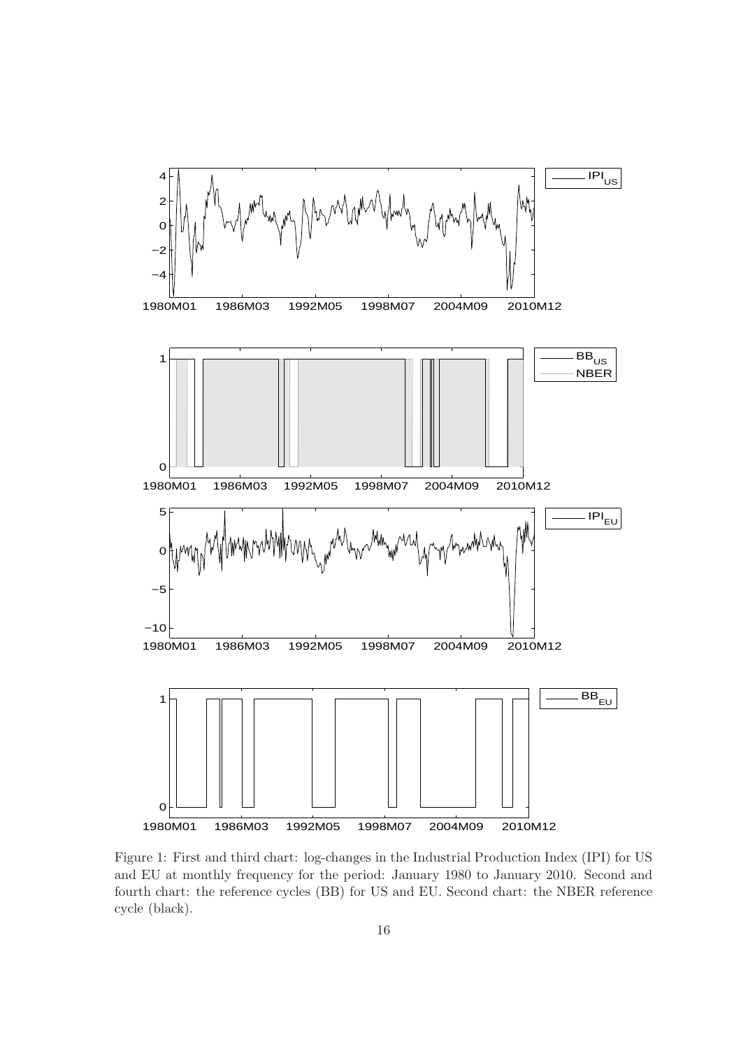Figure 1: First and third chart: log-changes in the Industrial Production Index (IPI) for US and EU at monthly frequency for the period: January 1980 to January 2010. Second and fourth chart: the reference cycles (BB) for US and EU. Second chart: the NBER reference cycle (black).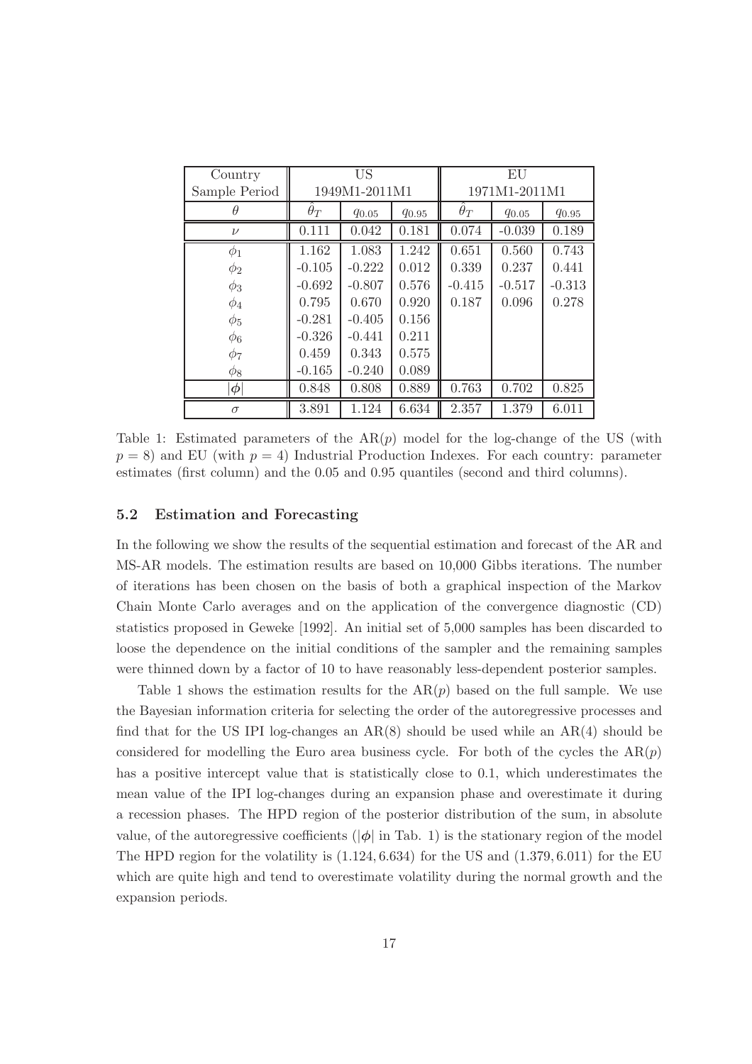| Country | US | | | EU | | |
|---|---|---|---|---|---|---|
| Sample Period | 1949M1-2011M1 | | | 1971M1-2011M1 | | |
| $\theta$ | $\hat{\theta}_T$ | $q_{0.05}$ | $q_{0.95}$ | $\hat{\theta}_T$ | $q_{0.05}$ | $q_{0.95}$ |
| $\nu$ | 0.111 | 0.042 | 0.181 | 0.074 | -0.039 | 0.189 |
| $\phi_1$ | 1.162 | 1.083 | 1.242 | 0.651 | 0.560 | 0.743 |
| $\phi_2$ | -0.105 | -0.222 | 0.012 | 0.339 | 0.237 | 0.441 |
| $\phi_3$ | -0.692 | -0.807 | 0.576 | -0.415 | -0.517 | -0.313 |
| $\phi_4$ | 0.795 | 0.670 | 0.920 | 0.187 | 0.096 | 0.278 |
| $\phi_5$ | -0.281 | -0.405 | 0.156 | | | |
| $\phi_6$ | -0.326 | -0.441 | 0.211 | | | |
| $\phi_7$ | 0.459 | 0.343 | 0.575 | | | |
| $\phi_8$ | -0.165 | -0.240 | 0.089 | | | |
| $\vert\boldsymbol{\phi}\vert$ | 0.848 | 0.808 | 0.889 | 0.763 | 0.702 | 0.825 |
| $\sigma$ | 3.891 | 1.124 | 6.634 | 2.357 | 1.379 | 6.011 |

Table 1: Estimated parameters of the AR($p$) model for the log-change of the US (with $p = 8$) and EU (with $p = 4$) Industrial Production Indexes. For each country: parameter estimates (first column) and the 0.05 and 0.95 quantiles (second and third columns).

### 5.2 Estimation and Forecasting

In the following we show the results of the sequential estimation and forecast of the AR and MS-AR models. The estimation results are based on 10,000 Gibbs iterations. The number of iterations has been chosen on the basis of both a graphical inspection of the Markov Chain Monte Carlo averages and on the application of the convergence diagnostic (CD) statistics proposed in Geweke [1992]. An initial set of 5,000 samples has been discarded to loose the dependence on the initial conditions of the sampler and the remaining samples were thinned down by a factor of 10 to have reasonably less-dependent posterior samples.

Table 1 shows the estimation results for the AR($p$) based on the full sample. We use the Bayesian information criteria for selecting the order of the autoregressive processes and find that for the US IPI log-changes an AR(8) should be used while an AR(4) should be considered for modelling the Euro area business cycle. For both of the cycles the AR($p$) has a positive intercept value that is statistically close to 0.1, which underestimates the mean value of the IPI log-changes during an expansion phase and overestimate it during a recession phases. The HPD region of the posterior distribution of the sum, in absolute value, of the autoregressive coefficients ($|\boldsymbol{\phi}|$ in Tab. 1) is the stationary region of the model The HPD region for the volatility is $(1.124, 6.634)$ for the US and $(1.379, 6.011)$ for the EU which are quite high and tend to overestimate volatility during the normal growth and the expansion periods.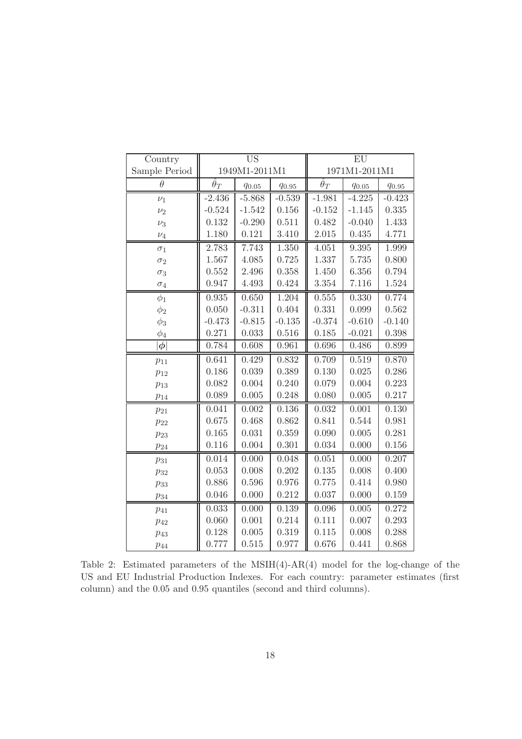| Country | US | | | EU | | |
|---|---|---|---|---|---|---|
| Sample Period | 1949M1-2011M1 | | | 1971M1-2011M1 | | |
| $\theta$ | $\hat{\theta}_T$ | $q_{0.05}$ | $q_{0.95}$ | $\hat{\theta}_T$ | $q_{0.05}$ | $q_{0.95}$ |
| $\nu_1$ | -2.436 | -5.868 | -0.539 | -1.981 | -4.225 | -0.423 |
| $\nu_2$ | -0.524 | -1.542 | 0.156 | -0.152 | -1.145 | 0.335 |
| $\nu_3$ | 0.132 | -0.290 | 0.511 | 0.482 | -0.040 | 1.433 |
| $\nu_4$ | 1.180 | 0.121 | 3.410 | 2.015 | 0.435 | 4.771 |
| $\sigma_1$ | 2.783 | 7.743 | 1.350 | 4.051 | 9.395 | 1.999 |
| $\sigma_2$ | 1.567 | 4.085 | 0.725 | 1.337 | 5.735 | 0.800 |
| $\sigma_3$ | 0.552 | 2.496 | 0.358 | 1.450 | 6.356 | 0.794 |
| $\sigma_4$ | 0.947 | 4.493 | 0.424 | 3.354 | 7.116 | 1.524 |
| $\phi_1$ | 0.935 | 0.650 | 1.204 | 0.555 | 0.330 | 0.774 |
| $\phi_2$ | 0.050 | -0.311 | 0.404 | 0.331 | 0.099 | 0.562 |
| $\phi_3$ | -0.473 | -0.815 | -0.135 | -0.374 | -0.610 | -0.140 |
| $\phi_4$ | 0.271 | 0.033 | 0.516 | 0.185 | -0.021 | 0.398 |
| $\|\boldsymbol{\phi}\|$ | 0.784 | 0.608 | 0.961 | 0.696 | 0.486 | 0.899 |
| $p_{11}$ | 0.641 | 0.429 | 0.832 | 0.709 | 0.519 | 0.870 |
| $p_{12}$ | 0.186 | 0.039 | 0.389 | 0.130 | 0.025 | 0.286 |
| $p_{13}$ | 0.082 | 0.004 | 0.240 | 0.079 | 0.004 | 0.223 |
| $p_{14}$ | 0.089 | 0.005 | 0.248 | 0.080 | 0.005 | 0.217 |
| $p_{21}$ | 0.041 | 0.002 | 0.136 | 0.032 | 0.001 | 0.130 |
| $p_{22}$ | 0.675 | 0.468 | 0.862 | 0.841 | 0.544 | 0.981 |
| $p_{23}$ | 0.165 | 0.031 | 0.359 | 0.090 | 0.005 | 0.281 |
| $p_{24}$ | 0.116 | 0.004 | 0.301 | 0.034 | 0.000 | 0.156 |
| $p_{31}$ | 0.014 | 0.000 | 0.048 | 0.051 | 0.000 | 0.207 |
| $p_{32}$ | 0.053 | 0.008 | 0.202 | 0.135 | 0.008 | 0.400 |
| $p_{33}$ | 0.886 | 0.596 | 0.976 | 0.775 | 0.414 | 0.980 |
| $p_{34}$ | 0.046 | 0.000 | 0.212 | 0.037 | 0.000 | 0.159 |
| $p_{41}$ | 0.033 | 0.000 | 0.139 | 0.096 | 0.005 | 0.272 |
| $p_{42}$ | 0.060 | 0.001 | 0.214 | 0.111 | 0.007 | 0.293 |
| $p_{43}$ | 0.128 | 0.005 | 0.319 | 0.115 | 0.008 | 0.288 |
| $p_{44}$ | 0.777 | 0.515 | 0.977 | 0.676 | 0.441 | 0.868 |

Table 2: Estimated parameters of the MSIH(4)-AR(4) model for the log-change of the US and EU Industrial Production Indexes. For each country: parameter estimates (first column) and the 0.05 and 0.95 quantiles (second and third columns).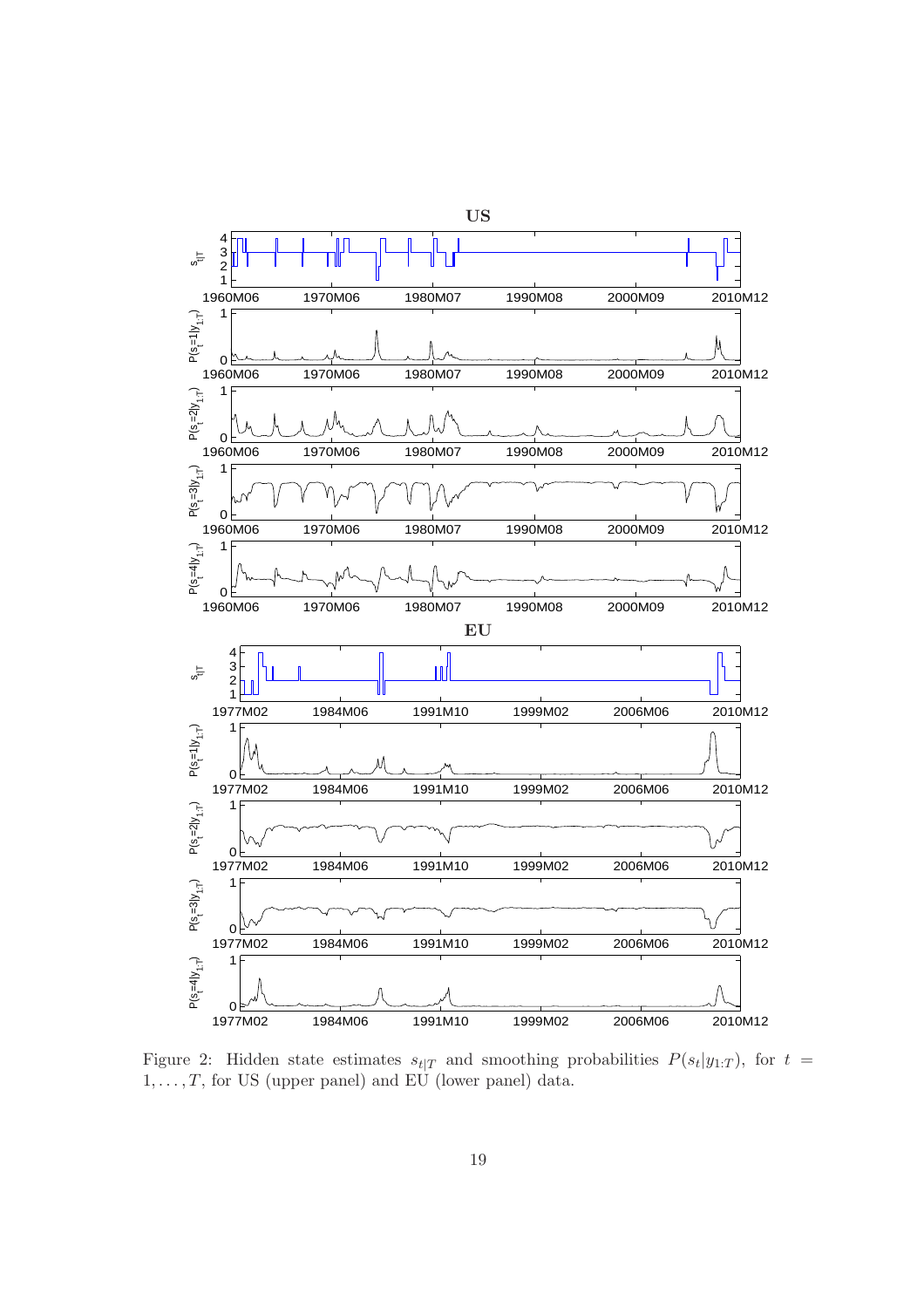Figure 2: Hidden state estimates $s_{t|T}$ and smoothing probabilities $P(s_t|y_{1:T})$, for $t = 1, \ldots, T$, for US (upper panel) and EU (lower panel) data.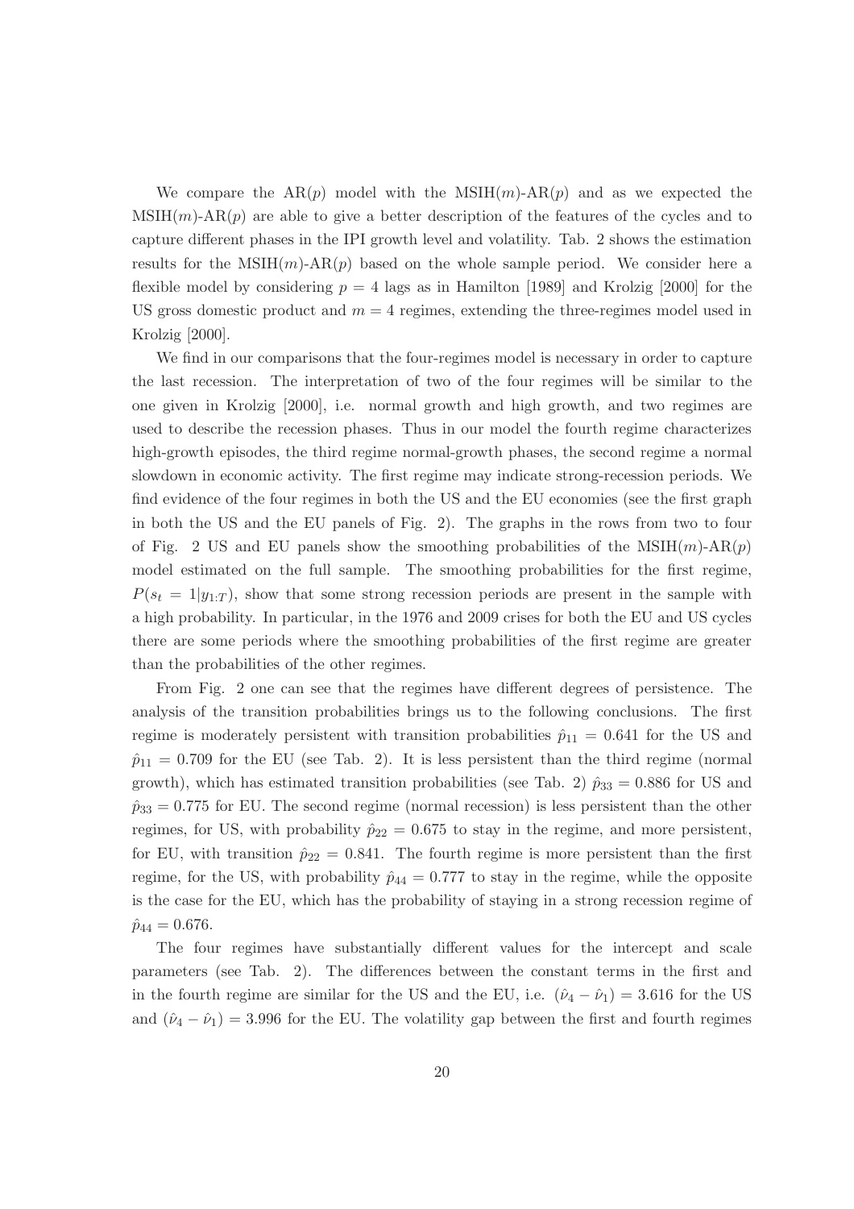We compare the AR($p$) model with the MSIH($m$)-AR($p$) and as we expected the MSIH($m$)-AR($p$) are able to give a better description of the features of the cycles and to capture different phases in the IPI growth level and volatility. Tab. 2 shows the estimation results for the MSIH($m$)-AR($p$) based on the whole sample period. We consider here a flexible model by considering $p = 4$ lags as in Hamilton [1989] and Krolzig [2000] for the US gross domestic product and $m = 4$ regimes, extending the three-regimes model used in Krolzig [2000].

We find in our comparisons that the four-regimes model is necessary in order to capture the last recession. The interpretation of two of the four regimes will be similar to the one given in Krolzig [2000], i.e. normal growth and high growth, and two regimes are used to describe the recession phases. Thus in our model the fourth regime characterizes high-growth episodes, the third regime normal-growth phases, the second regime a normal slowdown in economic activity. The first regime may indicate strong-recession periods. We find evidence of the four regimes in both the US and the EU economies (see the first graph in both the US and the EU panels of Fig. 2). The graphs in the rows from two to four of Fig. 2 US and EU panels show the smoothing probabilities of the MSIH($m$)-AR($p$) model estimated on the full sample. The smoothing probabilities for the first regime, $P(s_t = 1|y_{1:T})$, show that some strong recession periods are present in the sample with a high probability. In particular, in the 1976 and 2009 crises for both the EU and US cycles there are some periods where the smoothing probabilities of the first regime are greater than the probabilities of the other regimes.

From Fig. 2 one can see that the regimes have different degrees of persistence. The analysis of the transition probabilities brings us to the following conclusions. The first regime is moderately persistent with transition probabilities $\hat{p}_{11} = 0.641$ for the US and $\hat{p}_{11} = 0.709$ for the EU (see Tab. 2). It is less persistent than the third regime (normal growth), which has estimated transition probabilities (see Tab. 2) $\hat{p}_{33} = 0.886$ for US and $\hat{p}_{33} = 0.775$ for EU. The second regime (normal recession) is less persistent than the other regimes, for US, with probability $\hat{p}_{22} = 0.675$ to stay in the regime, and more persistent, for EU, with transition $\hat{p}_{22} = 0.841$. The fourth regime is more persistent than the first regime, for the US, with probability $\hat{p}_{44} = 0.777$ to stay in the regime, while the opposite is the case for the EU, which has the probability of staying in a strong recession regime of $\hat{p}_{44} = 0.676$.

The four regimes have substantially different values for the intercept and scale parameters (see Tab. 2). The differences between the constant terms in the first and in the fourth regime are similar for the US and the EU, i.e. $(\hat{\nu}_4 - \hat{\nu}_1) = 3.616$ for the US and $(\hat{\nu}_4 - \hat{\nu}_1) = 3.996$ for the EU. The volatility gap between the first and fourth regimes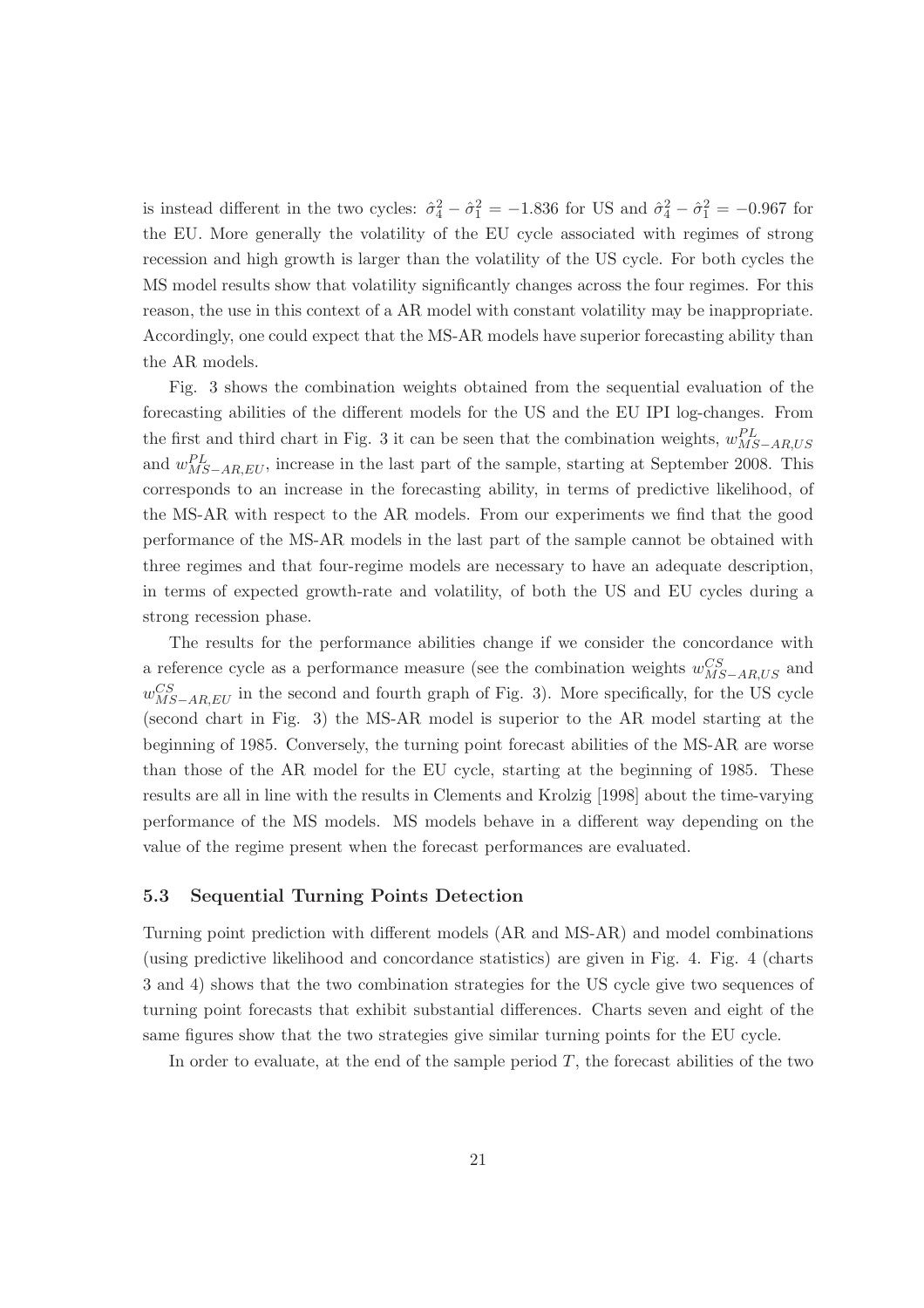is instead different in the two cycles: $\hat{\sigma}_4^2 - \hat{\sigma}_1^2 = -1.836$ for US and $\hat{\sigma}_4^2 - \hat{\sigma}_1^2 = -0.967$ for the EU. More generally the volatility of the EU cycle associated with regimes of strong recession and high growth is larger than the volatility of the US cycle. For both cycles the MS model results show that volatility significantly changes across the four regimes. For this reason, the use in this context of a AR model with constant volatility may be inappropriate. Accordingly, one could expect that the MS-AR models have superior forecasting ability than the AR models.

Fig. 3 shows the combination weights obtained from the sequential evaluation of the forecasting abilities of the different models for the US and the EU IPI log-changes. From the first and third chart in Fig. 3 it can be seen that the combination weights, $w_{MS-AR,US}^{PL}$ and $w_{MS-AR,EU}^{PL}$, increase in the last part of the sample, starting at September 2008. This corresponds to an increase in the forecasting ability, in terms of predictive likelihood, of the MS-AR with respect to the AR models. From our experiments we find that the good performance of the MS-AR models in the last part of the sample cannot be obtained with three regimes and that four-regime models are necessary to have an adequate description, in terms of expected growth-rate and volatility, of both the US and EU cycles during a strong recession phase.

The results for the performance abilities change if we consider the concordance with a reference cycle as a performance measure (see the combination weights $w_{MS-AR,US}^{CS}$ and $w_{MS-AR,EU}^{CS}$ in the second and fourth graph of Fig. 3). More specifically, for the US cycle (second chart in Fig. 3) the MS-AR model is superior to the AR model starting at the beginning of 1985. Conversely, the turning point forecast abilities of the MS-AR are worse than those of the AR model for the EU cycle, starting at the beginning of 1985. These results are all in line with the results in Clements and Krolzig [1998] about the time-varying performance of the MS models. MS models behave in a different way depending on the value of the regime present when the forecast performances are evaluated.

### 5.3 Sequential Turning Points Detection

Turning point prediction with different models (AR and MS-AR) and model combinations (using predictive likelihood and concordance statistics) are given in Fig. 4. Fig. 4 (charts 3 and 4) shows that the two combination strategies for the US cycle give two sequences of turning point forecasts that exhibit substantial differences. Charts seven and eight of the same figures show that the two strategies give similar turning points for the EU cycle.

In order to evaluate, at the end of the sample period $T$, the forecast abilities of the two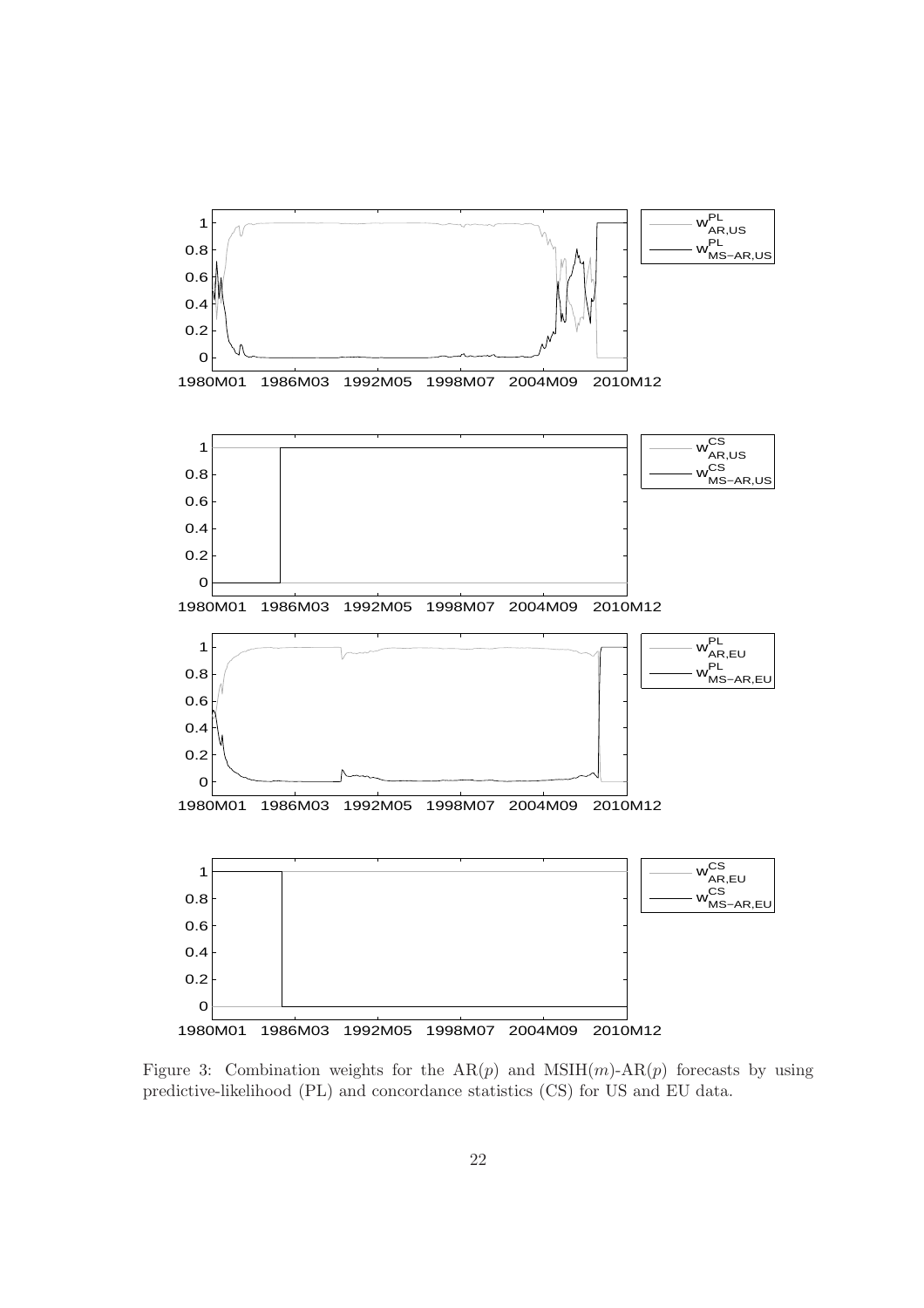Figure 3: Combination weights for the AR($p$) and MSIH($m$)-AR($p$) forecasts by using predictive-likelihood (PL) and concordance statistics (CS) for US and EU data.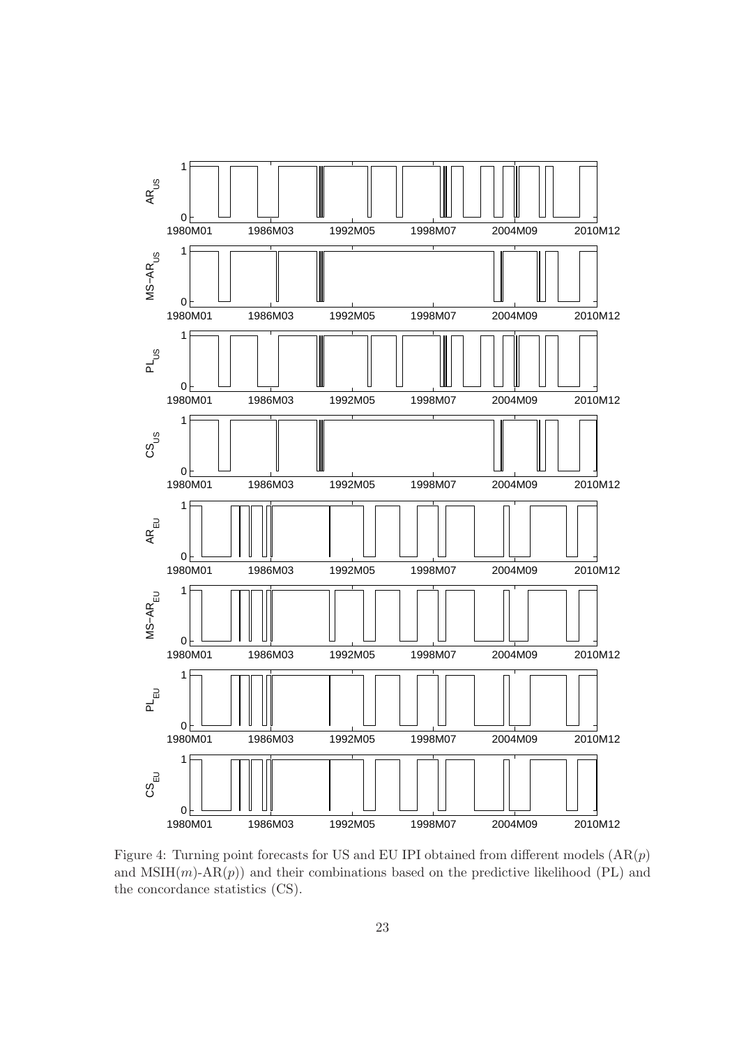Figure 4: Turning point forecasts for US and EU IPI obtained from different models (AR($p$) and MSIH($m$)-AR($p$)) and their combinations based on the predictive likelihood (PL) and the concordance statistics (CS).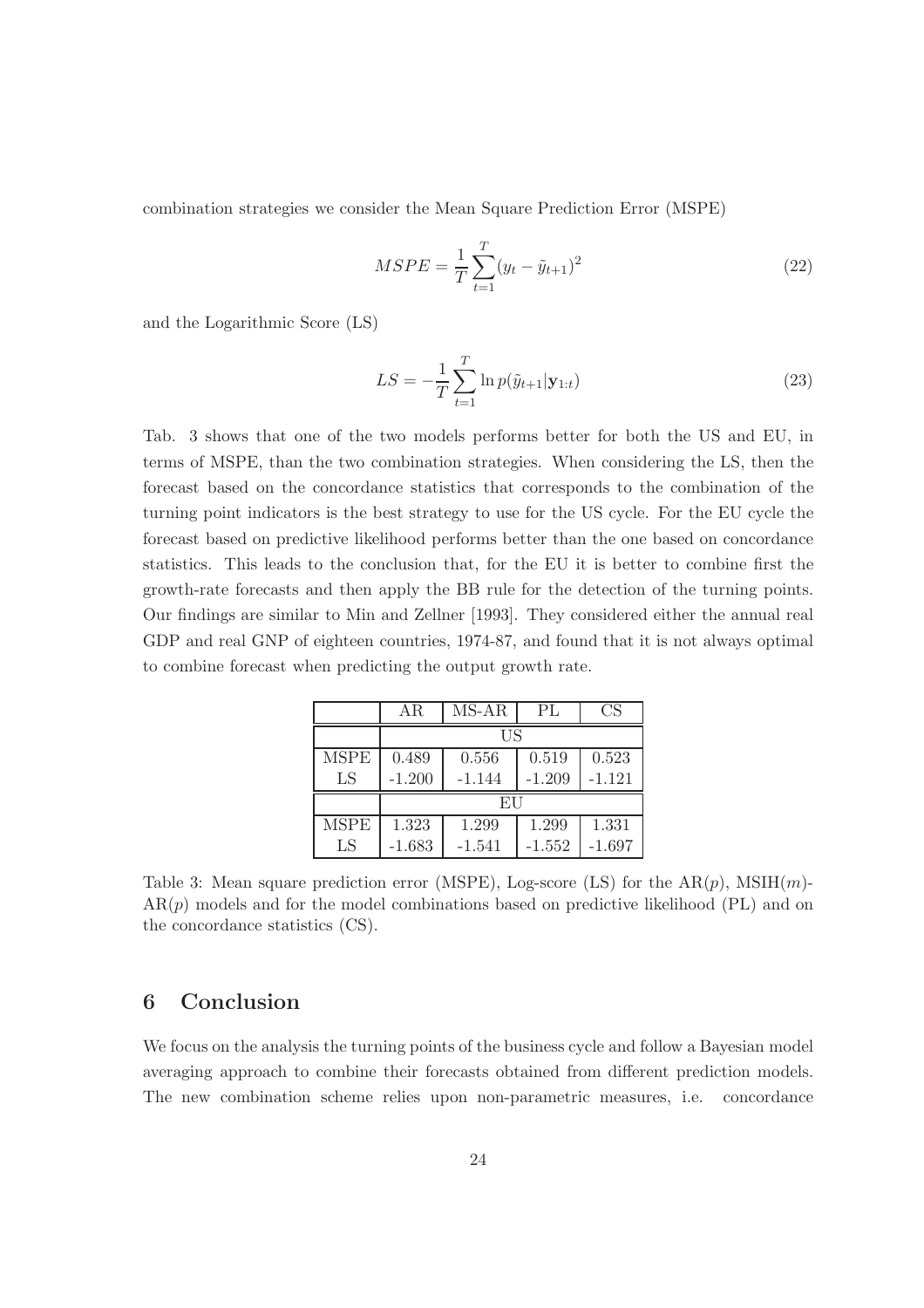combination strategies we consider the Mean Square Prediction Error (MSPE)

$$MSPE = \frac{1}{T}\sum_{t=1}^{T}(y_t - \tilde{y}_{t+1})^2 \tag{22}$$

and the Logarithmic Score (LS)

$$LS = -\frac{1}{T}\sum_{t=1}^{T}\ln p(\tilde{y}_{t+1}|\mathbf{y}_{1:t}) \tag{23}$$

Tab. 3 shows that one of the two models performs better for both the US and EU, in terms of MSPE, than the two combination strategies. When considering the LS, then the forecast based on the concordance statistics that corresponds to the combination of the turning point indicators is the best strategy to use for the US cycle. For the EU cycle the forecast based on predictive likelihood performs better than the one based on concordance statistics. This leads to the conclusion that, for the EU it is better to combine first the growth-rate forecasts and then apply the BB rule for the detection of the turning points. Our findings are similar to Min and Zellner [1993]. They considered either the annual real GDP and real GNP of eighteen countries, 1974-87, and found that it is not always optimal to combine forecast when predicting the output growth rate.

| | AR | MS-AR | PL | CS |
|---|---|---|---|---|
| | US | | | |
| MSPE | 0.489 | 0.556 | 0.519 | 0.523 |
| LS | -1.200 | -1.144 | -1.209 | -1.121 |
| | EU | | | |
| MSPE | 1.323 | 1.299 | 1.299 | 1.331 |
| LS | -1.683 | -1.541 | -1.552 | -1.697 |

Table 3: Mean square prediction error (MSPE), Log-score (LS) for the AR($p$), MSIH($m$)-AR($p$) models and for the model combinations based on predictive likelihood (PL) and on the concordance statistics (CS).

## 6 Conclusion

We focus on the analysis the turning points of the business cycle and follow a Bayesian model averaging approach to combine their forecasts obtained from different prediction models. The new combination scheme relies upon non-parametric measures, i.e. concordance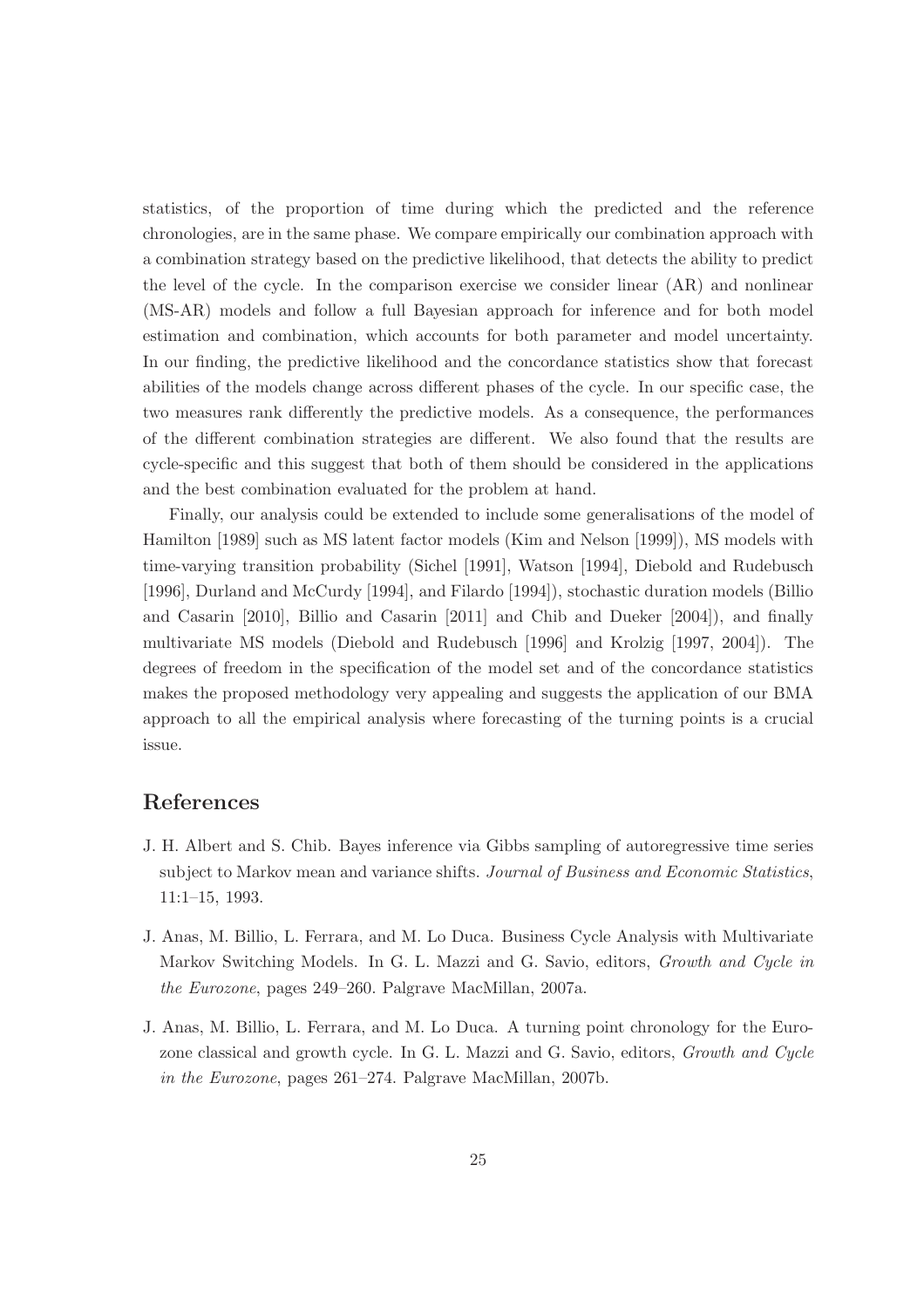statistics, of the proportion of time during which the predicted and the reference chronologies, are in the same phase. We compare empirically our combination approach with a combination strategy based on the predictive likelihood, that detects the ability to predict the level of the cycle. In the comparison exercise we consider linear (AR) and nonlinear (MS-AR) models and follow a full Bayesian approach for inference and for both model estimation and combination, which accounts for both parameter and model uncertainty. In our finding, the predictive likelihood and the concordance statistics show that forecast abilities of the models change across different phases of the cycle. In our specific case, the two measures rank differently the predictive models. As a consequence, the performances of the different combination strategies are different. We also found that the results are cycle-specific and this suggest that both of them should be considered in the applications and the best combination evaluated for the problem at hand.

Finally, our analysis could be extended to include some generalisations of the model of Hamilton [1989] such as MS latent factor models (Kim and Nelson [1999]), MS models with time-varying transition probability (Sichel [1991], Watson [1994], Diebold and Rudebusch [1996], Durland and McCurdy [1994], and Filardo [1994]), stochastic duration models (Billio and Casarin [2010], Billio and Casarin [2011] and Chib and Dueker [2004]), and finally multivariate MS models (Diebold and Rudebusch [1996] and Krolzig [1997, 2004]). The degrees of freedom in the specification of the model set and of the concordance statistics makes the proposed methodology very appealing and suggests the application of our BMA approach to all the empirical analysis where forecasting of the turning points is a crucial issue.

## References

J. H. Albert and S. Chib. Bayes inference via Gibbs sampling of autoregressive time series subject to Markov mean and variance shifts. *Journal of Business and Economic Statistics*, 11:1–15, 1993.

J. Anas, M. Billio, L. Ferrara, and M. Lo Duca. Business Cycle Analysis with Multivariate Markov Switching Models. In G. L. Mazzi and G. Savio, editors, *Growth and Cycle in the Eurozone*, pages 249–260. Palgrave MacMillan, 2007a.

J. Anas, M. Billio, L. Ferrara, and M. Lo Duca. A turning point chronology for the Eurozone classical and growth cycle. In G. L. Mazzi and G. Savio, editors, *Growth and Cycle in the Eurozone*, pages 261–274. Palgrave MacMillan, 2007b.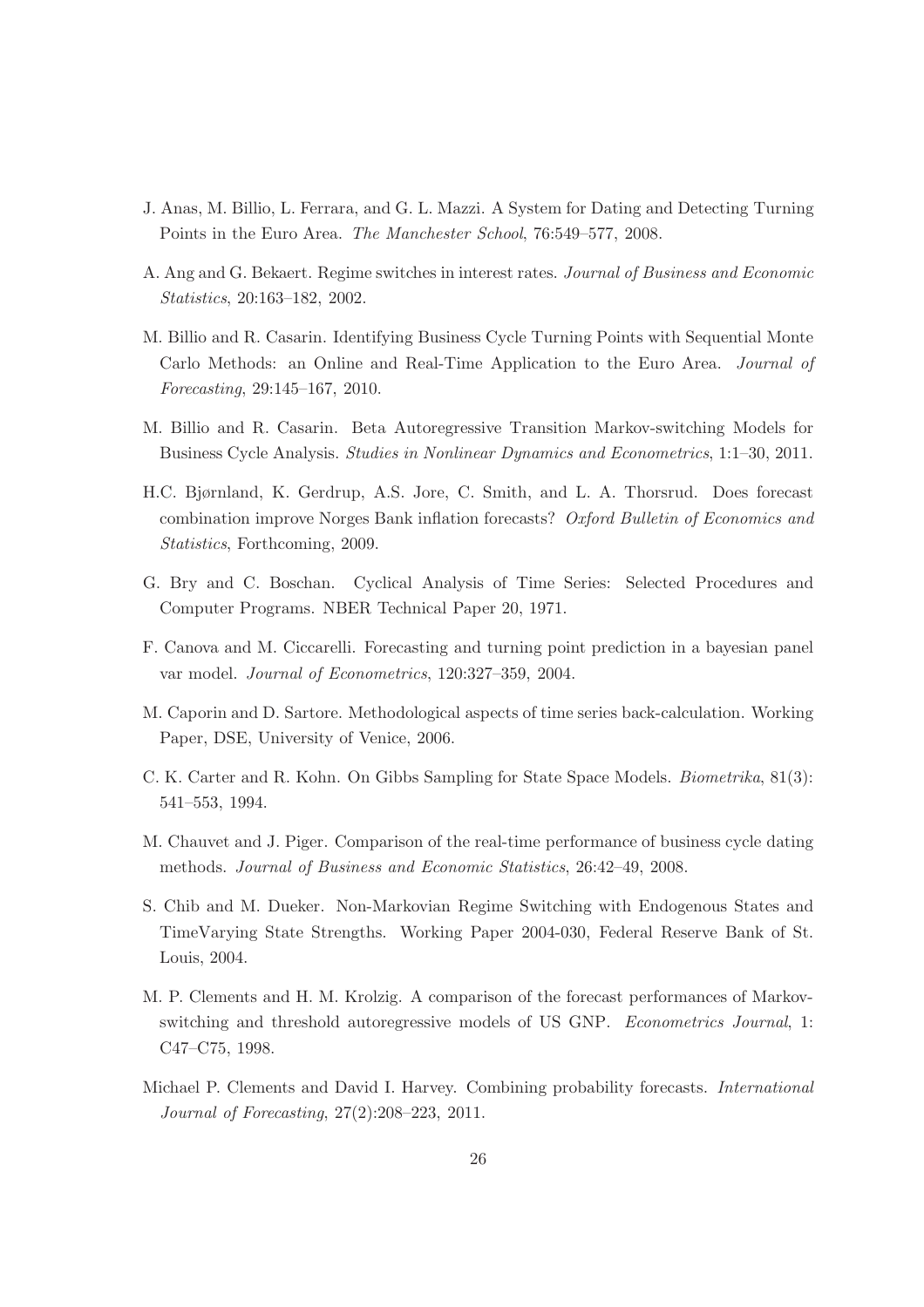J. Anas, M. Billio, L. Ferrara, and G. L. Mazzi. A System for Dating and Detecting Turning Points in the Euro Area. *The Manchester School*, 76:549–577, 2008.

A. Ang and G. Bekaert. Regime switches in interest rates. *Journal of Business and Economic Statistics*, 20:163–182, 2002.

M. Billio and R. Casarin. Identifying Business Cycle Turning Points with Sequential Monte Carlo Methods: an Online and Real-Time Application to the Euro Area. *Journal of Forecasting*, 29:145–167, 2010.

M. Billio and R. Casarin. Beta Autoregressive Transition Markov-switching Models for Business Cycle Analysis. *Studies in Nonlinear Dynamics and Econometrics*, 1:1–30, 2011.

H.C. Bjørnland, K. Gerdrup, A.S. Jore, C. Smith, and L. A. Thorsrud. Does forecast combination improve Norges Bank inflation forecasts? *Oxford Bulletin of Economics and Statistics*, Forthcoming, 2009.

G. Bry and C. Boschan. Cyclical Analysis of Time Series: Selected Procedures and Computer Programs. NBER Technical Paper 20, 1971.

F. Canova and M. Ciccarelli. Forecasting and turning point prediction in a bayesian panel var model. *Journal of Econometrics*, 120:327–359, 2004.

M. Caporin and D. Sartore. Methodological aspects of time series back-calculation. Working Paper, DSE, University of Venice, 2006.

C. K. Carter and R. Kohn. On Gibbs Sampling for State Space Models. *Biometrika*, 81(3): 541–553, 1994.

M. Chauvet and J. Piger. Comparison of the real-time performance of business cycle dating methods. *Journal of Business and Economic Statistics*, 26:42–49, 2008.

S. Chib and M. Dueker. Non-Markovian Regime Switching with Endogenous States and TimeVarying State Strengths. Working Paper 2004-030, Federal Reserve Bank of St. Louis, 2004.

M. P. Clements and H. M. Krolzig. A comparison of the forecast performances of Markov-switching and threshold autoregressive models of US GNP. *Econometrics Journal*, 1: C47–C75, 1998.

Michael P. Clements and David I. Harvey. Combining probability forecasts. *International Journal of Forecasting*, 27(2):208–223, 2011.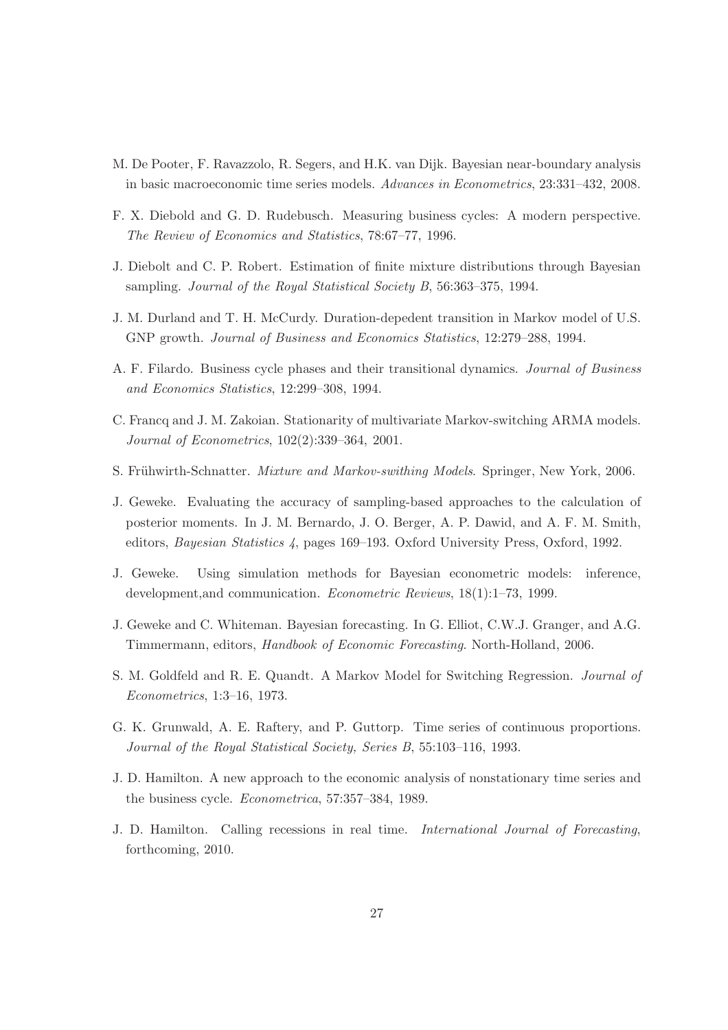M. De Pooter, F. Ravazzolo, R. Segers, and H.K. van Dijk. Bayesian near-boundary analysis in basic macroeconomic time series models. *Advances in Econometrics*, 23:331–432, 2008.

F. X. Diebold and G. D. Rudebusch. Measuring business cycles: A modern perspective. *The Review of Economics and Statistics*, 78:67–77, 1996.

J. Diebolt and C. P. Robert. Estimation of finite mixture distributions through Bayesian sampling. *Journal of the Royal Statistical Society B*, 56:363–375, 1994.

J. M. Durland and T. H. McCurdy. Duration-depedent transition in Markov model of U.S. GNP growth. *Journal of Business and Economics Statistics*, 12:279–288, 1994.

A. F. Filardo. Business cycle phases and their transitional dynamics. *Journal of Business and Economics Statistics*, 12:299–308, 1994.

C. Francq and J. M. Zakoian. Stationarity of multivariate Markov-switching ARMA models. *Journal of Econometrics*, 102(2):339–364, 2001.

S. Frühwirth-Schnatter. *Mixture and Markov-swithing Models*. Springer, New York, 2006.

J. Geweke. Evaluating the accuracy of sampling-based approaches to the calculation of posterior moments. In J. M. Bernardo, J. O. Berger, A. P. Dawid, and A. F. M. Smith, editors, *Bayesian Statistics 4*, pages 169–193. Oxford University Press, Oxford, 1992.

J. Geweke. Using simulation methods for Bayesian econometric models: inference, development,and communication. *Econometric Reviews*, 18(1):1–73, 1999.

J. Geweke and C. Whiteman. Bayesian forecasting. In G. Elliot, C.W.J. Granger, and A.G. Timmermann, editors, *Handbook of Economic Forecasting*. North-Holland, 2006.

S. M. Goldfeld and R. E. Quandt. A Markov Model for Switching Regression. *Journal of Econometrics*, 1:3–16, 1973.

G. K. Grunwald, A. E. Raftery, and P. Guttorp. Time series of continuous proportions. *Journal of the Royal Statistical Society, Series B*, 55:103–116, 1993.

J. D. Hamilton. A new approach to the economic analysis of nonstationary time series and the business cycle. *Econometrica*, 57:357–384, 1989.

J. D. Hamilton. Calling recessions in real time. *International Journal of Forecasting*, forthcoming, 2010.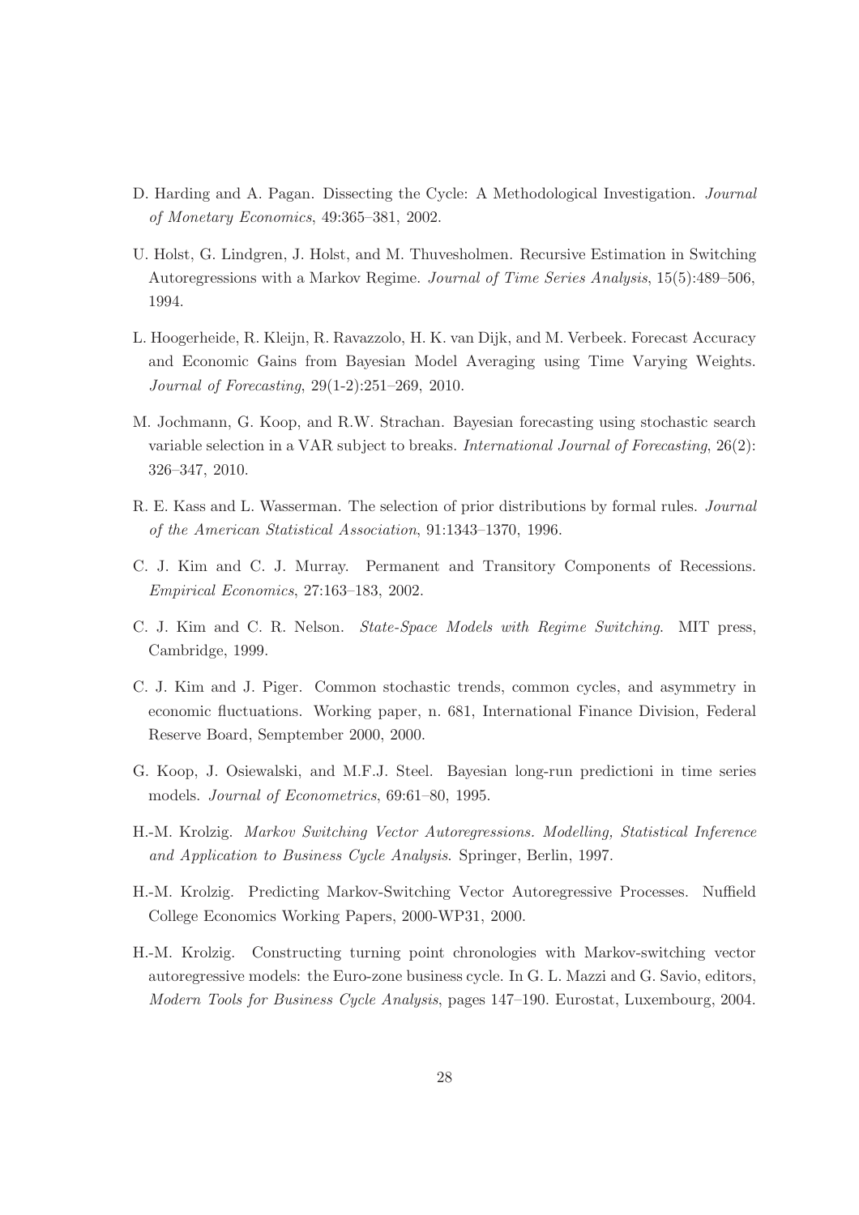D. Harding and A. Pagan. Dissecting the Cycle: A Methodological Investigation. *Journal of Monetary Economics*, 49:365–381, 2002.

U. Holst, G. Lindgren, J. Holst, and M. Thuvesholmen. Recursive Estimation in Switching Autoregressions with a Markov Regime. *Journal of Time Series Analysis*, 15(5):489–506, 1994.

L. Hoogerheide, R. Kleijn, R. Ravazzolo, H. K. van Dijk, and M. Verbeek. Forecast Accuracy and Economic Gains from Bayesian Model Averaging using Time Varying Weights. *Journal of Forecasting*, 29(1-2):251–269, 2010.

M. Jochmann, G. Koop, and R.W. Strachan. Bayesian forecasting using stochastic search variable selection in a VAR subject to breaks. *International Journal of Forecasting*, 26(2): 326–347, 2010.

R. E. Kass and L. Wasserman. The selection of prior distributions by formal rules. *Journal of the American Statistical Association*, 91:1343–1370, 1996.

C. J. Kim and C. J. Murray. Permanent and Transitory Components of Recessions. *Empirical Economics*, 27:163–183, 2002.

C. J. Kim and C. R. Nelson. *State-Space Models with Regime Switching*. MIT press, Cambridge, 1999.

C. J. Kim and J. Piger. Common stochastic trends, common cycles, and asymmetry in economic fluctuations. Working paper, n. 681, International Finance Division, Federal Reserve Board, Semptember 2000, 2000.

G. Koop, J. Osiewalski, and M.F.J. Steel. Bayesian long-run predictioni in time series models. *Journal of Econometrics*, 69:61–80, 1995.

H.-M. Krolzig. *Markov Switching Vector Autoregressions. Modelling, Statistical Inference and Application to Business Cycle Analysis*. Springer, Berlin, 1997.

H.-M. Krolzig. Predicting Markov-Switching Vector Autoregressive Processes. Nuffield College Economics Working Papers, 2000-WP31, 2000.

H.-M. Krolzig. Constructing turning point chronologies with Markov-switching vector autoregressive models: the Euro-zone business cycle. In G. L. Mazzi and G. Savio, editors, *Modern Tools for Business Cycle Analysis*, pages 147–190. Eurostat, Luxembourg, 2004.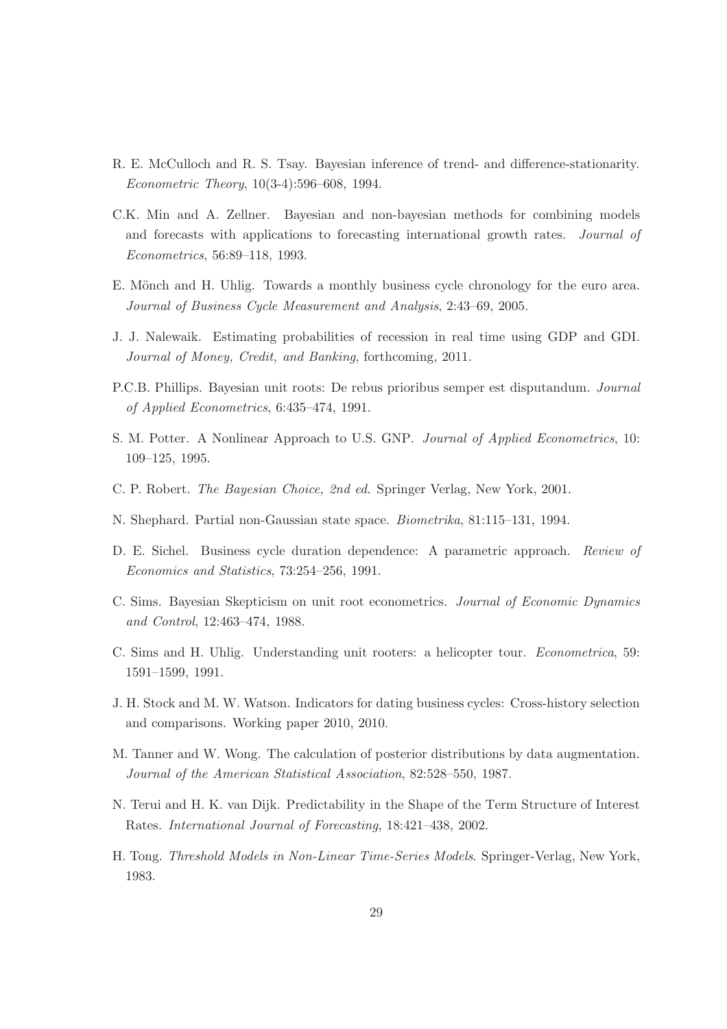R. E. McCulloch and R. S. Tsay. Bayesian inference of trend- and difference-stationarity. *Econometric Theory*, 10(3-4):596–608, 1994.

C.K. Min and A. Zellner. Bayesian and non-bayesian methods for combining models and forecasts with applications to forecasting international growth rates. *Journal of Econometrics*, 56:89–118, 1993.

E. Mönch and H. Uhlig. Towards a monthly business cycle chronology for the euro area. *Journal of Business Cycle Measurement and Analysis*, 2:43–69, 2005.

J. J. Nalewaik. Estimating probabilities of recession in real time using GDP and GDI. *Journal of Money, Credit, and Banking*, forthcoming, 2011.

P.C.B. Phillips. Bayesian unit roots: De rebus prioribus semper est disputandum. *Journal of Applied Econometrics*, 6:435–474, 1991.

S. M. Potter. A Nonlinear Approach to U.S. GNP. *Journal of Applied Econometrics*, 10: 109–125, 1995.

C. P. Robert. *The Bayesian Choice, 2nd ed*. Springer Verlag, New York, 2001.

N. Shephard. Partial non-Gaussian state space. *Biometrika*, 81:115–131, 1994.

D. E. Sichel. Business cycle duration dependence: A parametric approach. *Review of Economics and Statistics*, 73:254–256, 1991.

C. Sims. Bayesian Skepticism on unit root econometrics. *Journal of Economic Dynamics and Control*, 12:463–474, 1988.

C. Sims and H. Uhlig. Understanding unit rooters: a helicopter tour. *Econometrica*, 59: 1591–1599, 1991.

J. H. Stock and M. W. Watson. Indicators for dating business cycles: Cross-history selection and comparisons. Working paper 2010, 2010.

M. Tanner and W. Wong. The calculation of posterior distributions by data augmentation. *Journal of the American Statistical Association*, 82:528–550, 1987.

N. Terui and H. K. van Dijk. Predictability in the Shape of the Term Structure of Interest Rates. *International Journal of Forecasting*, 18:421–438, 2002.

H. Tong. *Threshold Models in Non-Linear Time-Series Models*. Springer-Verlag, New York, 1983.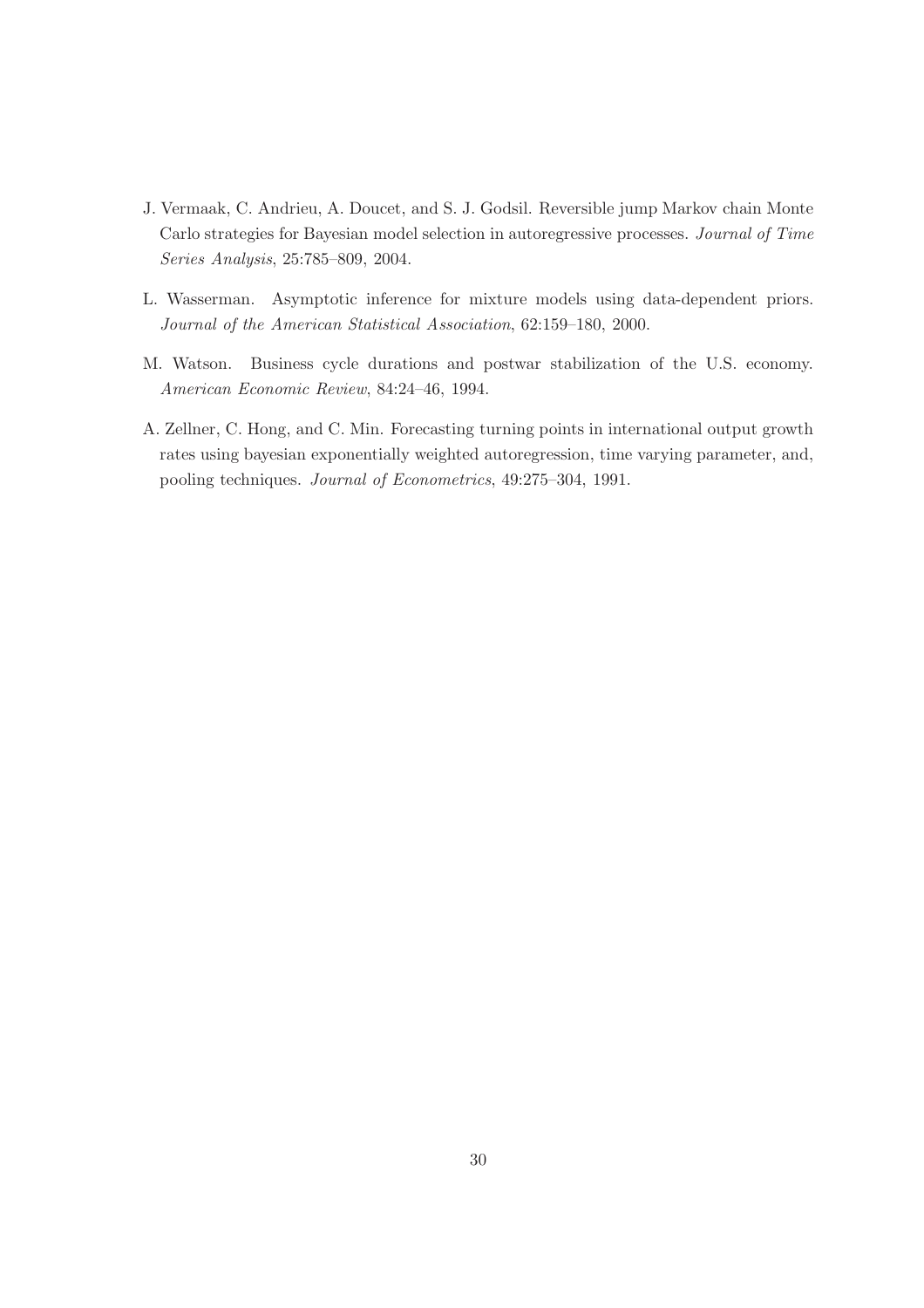J. Vermaak, C. Andrieu, A. Doucet, and S. J. Godsil. Reversible jump Markov chain Monte Carlo strategies for Bayesian model selection in autoregressive processes. *Journal of Time Series Analysis*, 25:785–809, 2004.

L. Wasserman. Asymptotic inference for mixture models using data-dependent priors. *Journal of the American Statistical Association*, 62:159–180, 2000.

M. Watson. Business cycle durations and postwar stabilization of the U.S. economy. *American Economic Review*, 84:24–46, 1994.

A. Zellner, C. Hong, and C. Min. Forecasting turning points in international output growth rates using bayesian exponentially weighted autoregression, time varying parameter, and, pooling techniques. *Journal of Econometrics*, 49:275–304, 1991.